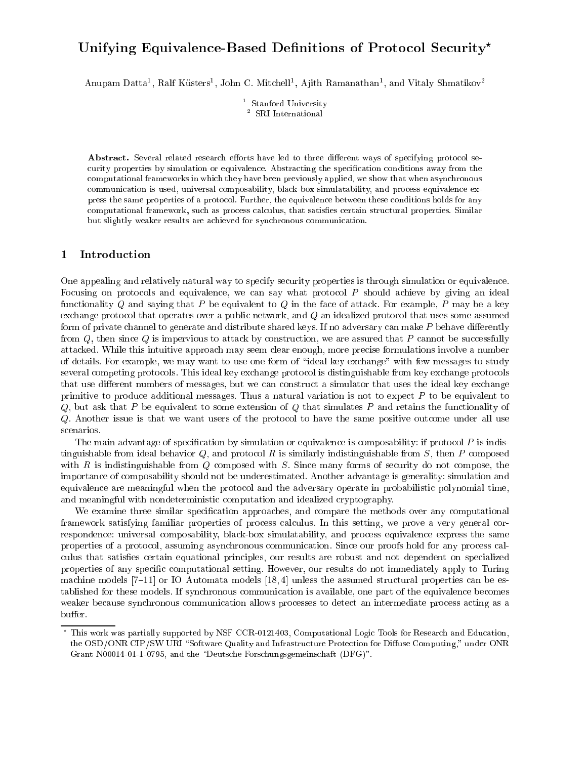# Unifying Equivalence-Based Definitions of Protocol Security*

Anupam Datta[1], Ralf Küsters[1], John C. Mitchell[1], Ajith Ramanathan[1], and Vitaly Shmatikov[2]

[1] Stanford University
[2] SRI International

**Abstract.** Several related research efforts have led to three different ways of specifying protocol security properties by simulation or equivalence. Abstracting the specification conditions away from the computational frameworks in which they have been previously applied, we show that when asynchronous communication is used, universal composability, black-box simulatability, and process equivalence express the same properties of a protocol. Further, the equivalence between these conditions holds for any computational framework, such as process calculus, that satisfies certain structural properties. Similar but slightly weaker results are achieved for synchronous communication.

## 1 Introduction

One appealing and relatively natural way to specify security properties is through simulation or equivalence. Focusing on protocols and equivalence, we can say what protocol $P$ should achieve by giving an ideal functionality $Q$ and saying that $P$ be equivalent to $Q$ in the face of attack. For example, $P$ may be a key exchange protocol that operates over a public network, and $Q$ an idealized protocol that uses some assumed form of private channel to generate and distribute shared keys. If no adversary can make $P$ behave differently from $Q$, then since $Q$ is impervious to attack by construction, we are assured that $P$ cannot be successfully attacked. While this intuitive approach may seem clear enough, more precise formulations involve a number of details. For example, we may want to use one form of "ideal key exchange" with few messages to study several competing protocols. This ideal key exchange protocol is distinguishable from key exchange protocols that use different numbers of messages, but we can construct a simulator that uses the ideal key exchange primitive to produce additional messages. Thus a natural variation is not to expect $P$ to be equivalent to $Q$, but ask that $P$ be equivalent to some extension of $Q$ that simulates $P$ and retains the functionality of $Q$. Another issue is that we want users of the protocol to have the same positive outcome under all use scenarios.

The main advantage of specification by simulation or equivalence is composability: if protocol $P$ is indistinguishable from ideal behavior $Q$, and protocol $R$ is similarly indistinguishable from $S$, then $P$ composed with $R$ is indistinguishable from $Q$ composed with $S$. Since many forms of security do not compose, the importance of composability should not be underestimated. Another advantage is generality: simulation and equivalence are meaningful when the protocol and the adversary operate in probabilistic polynomial time, and meaningful with nondeterministic computation and idealized cryptography.

We examine three similar specification approaches, and compare the methods over any computational framework satisfying familiar properties of process calculus. In this setting, we prove a very general correspondence: universal composability, black-box simulatability, and process equivalence express the same properties of a protocol, assuming asynchronous communication. Since our proofs hold for any process calculus that satisfies certain equational principles, our results are robust and not dependent on specialized properties of any specific computational setting. However, our results do not immediately apply to Turing machine models [7–11] or IO Automata models [18, 4] unless the assumed structural properties can be established for these models. If synchronous communication is available, one part of the equivalence becomes weaker because synchronous communication allows processes to detect an intermediate process acting as a buffer.

* This work was partially supported by NSF CCR-0121403, Computational Logic Tools for Research and Education, the OSD/ONR CIP/SW URI "Software Quality and Infrastructure Protection for Diffuse Computing," under ONR Grant N00014-01-1-0795, and the "Deutsche Forschungsgemeinschaft (DFG)".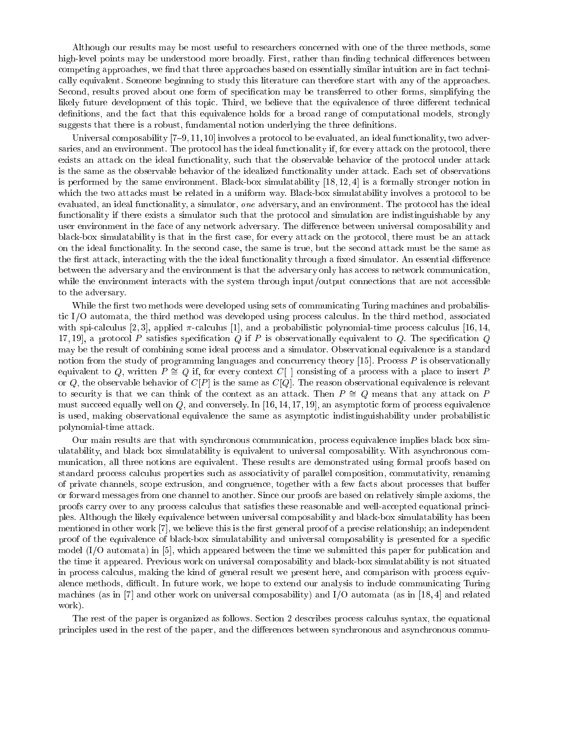Although our results may be most useful to researchers concerned with one of the three methods, some high-level points may be understood more broadly. First, rather than finding technical differences between competing approaches, we find that three approaches based on essentially similar intuition are in fact technically equivalent. Someone beginning to study this literature can therefore start with any of the approaches. Second, results proved about one form of specification may be transferred to other forms, simplifying the likely future development of this topic. Third, we believe that the equivalence of three different technical definitions, and the fact that this equivalence holds for a broad range of computational models, strongly suggests that there is a robust, fundamental notion underlying the three definitions.

Universal composability [7–9, 11, 10] involves a protocol to be evaluated, an ideal functionality, two adversaries, and an environment. The protocol has the ideal functionality if, for every attack on the protocol, there exists an attack on the ideal functionality, such that the observable behavior of the protocol under attack is the same as the observable behavior of the idealized functionality under attack. Each set of observations is performed by the same environment. Black-box simulatability [18, 12, 4] is a formally stronger notion in which the two attacks must be related in a uniform way. Black-box simulatability involves a protocol to be evaluated, an ideal functionality, a simulator, *one* adversary, and an environment. The protocol has the ideal functionality if there exists a simulator such that the protocol and simulation are indistinguishable by any user environment in the face of any network adversary. The difference between universal composability and black-box simulatability is that in the first case, for every attack on the protocol, there must be an attack on the ideal functionality. In the second case, the same is true, but the second attack must be the same as the first attack, interacting with the the ideal functionality through a fixed simulator. An essential difference between the adversary and the environment is that the adversary only has access to network communication, while the environment interacts with the system through input/output connections that are not accessible to the adversary.

While the first two methods were developed using sets of communicating Turing machines and probabilistic I/O automata, the third method was developed using process calculus. In the third method, associated with spi-calculus [2, 3], applied $\pi$-calculus [1], and a probabilistic polynomial-time process calculus [16, 14, 17, 19], a protocol $P$ satisfies specification $Q$ if $P$ is observationally equivalent to $Q$. The specification $Q$ may be the result of combining some ideal process and a simulator. Observational equivalence is a standard notion from the study of programming languages and concurrency theory [15]. Process $P$ is observationally equivalent to $Q$, written $P \cong Q$ if, for every context $C[\ ]$ consisting of a process with a place to insert $P$ or $Q$, the observable behavior of $C[P]$ is the same as $C[Q]$. The reason observational equivalence is relevant to security is that we can think of the context as an attack. Then $P \cong Q$ means that any attack on $P$ must succeed equally well on $Q$, and conversely. In [16, 14, 17, 19], an asymptotic form of process equivalence is used, making observational equivalence the same as asymptotic indistinguishability under probabilistic polynomial-time attack.

Our main results are that with synchronous communication, process equivalence implies black box simulatability, and black box simulatability is equivalent to universal composability. With asynchronous communication, all three notions are equivalent. These results are demonstrated using formal proofs based on standard process calculus properties such as associativity of parallel composition, commutativity, renaming of private channels, scope extrusion, and congruence, together with a few facts about processes that buffer or forward messages from one channel to another. Since our proofs are based on relatively simple axioms, the proofs carry over to any process calculus that satisfies these reasonable and well-accepted equational principles. Although the likely equivalence between universal composability and black-box simulatability has been mentioned in other work [7], we believe this is the first general proof of a precise relationship; an independent proof of the equivalence of black-box simulatability and universal composability is presented for a specific model (I/O automata) in [5], which appeared between the time we submitted this paper for publication and the time it appeared. Previous work on universal composability and black-box simulatability is not situated in process calculus, making the kind of general result we present here, and comparison with process equivalence methods, difficult. In future work, we hope to extend our analysis to include communicating Turing machines (as in [7] and other work on universal composability) and I/O automata (as in [18, 4] and related work).

The rest of the paper is organized as follows. Section 2 describes process calculus syntax, the equational principles used in the rest of the paper, and the differences between synchronous and asynchronous commu-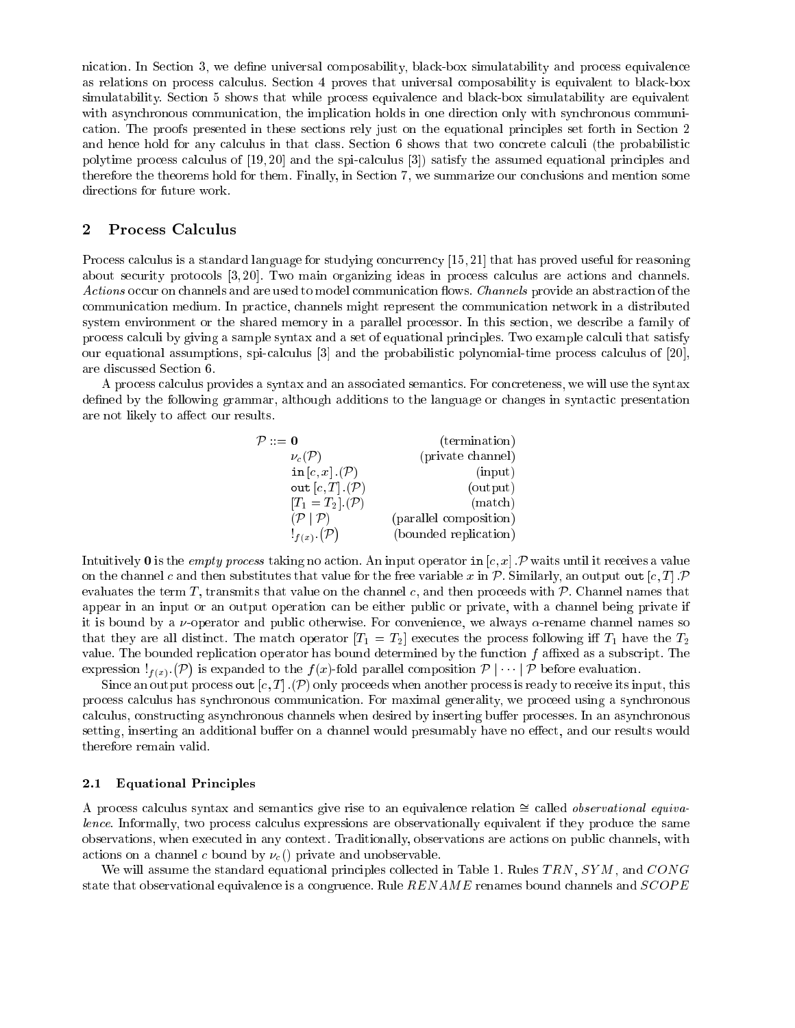nication. In Section 3, we define universal composability, black-box simulatability and process equivalence as relations on process calculus. Section 4 proves that universal composability is equivalent to black-box simulatability. Section 5 shows that while process equivalence and black-box simulatability are equivalent with asynchronous communication, the implication holds in one direction only with synchronous communication. The proofs presented in these sections rely just on the equational principles set forth in Section 2 and hence hold for any calculus in that class. Section 6 shows that two concrete calculi (the probabilistic polytime process calculus of [19, 20] and the spi-calculus [3]) satisfy the assumed equational principles and therefore the theorems hold for them. Finally, in Section 7, we summarize our conclusions and mention some directions for future work.

## 2 Process Calculus

Process calculus is a standard language for studying concurrency [15, 21] that has proved useful for reasoning about security protocols [3, 20]. Two main organizing ideas in process calculus are actions and channels. *Actions* occur on channels and are used to model communication flows. *Channels* provide an abstraction of the communication medium. In practice, channels might represent the communication network in a distributed system environment or the shared memory in a parallel processor. In this section, we describe a family of process calculi by giving a sample syntax and a set of equational principles. Two example calculi that satisfy our equational assumptions, spi-calculus [3] and the probabilistic polynomial-time process calculus of [20], are discussed Section 6.

A process calculus provides a syntax and an associated semantics. For concreteness, we will use the syntax defined by the following grammar, although additions to the language or changes in syntactic presentation are not likely to affect our results.

$$
\begin{array}{llr}
\mathcal{P} ::= & \mathbf{0} & \text{(termination)} \\
& \nu_c(\mathcal{P}) & \text{(private channel)} \\
& \mathtt{in}\,[c, x]\,.(\mathcal{P}) & \text{(input)} \\
& \mathtt{out}\,[c, T]\,.(\mathcal{P}) & \text{(output)} \\
& [T_1 = T_2].(\mathcal{P}) & \text{(match)} \\
& (\mathcal{P} \mid \mathcal{P}) & \text{(parallel composition)} \\
& !_{f(x)}.(\mathcal{P}) & \text{(bounded replication)}
\end{array}
$$

Intuitively $\mathbf{0}$ is the *empty process* taking no action. An input operator $\mathtt{in}\,[c, x]\,.\mathcal{P}$ waits until it receives a value on the channel $c$ and then substitutes that value for the free variable $x$ in $\mathcal{P}$. Similarly, an output $\mathtt{out}\,[c, T]\,.\mathcal{P}$ evaluates the term $T$, transmits that value on the channel $c$, and then proceeds with $\mathcal{P}$. Channel names that appear in an input or an output operation can be either public or private, with a channel being private if it is bound by a $\nu$-operator and public otherwise. For convenience, we always $\alpha$-rename channel names so that they are all distinct. The match operator $[T_1 = T_2]$ executes the process following iff $T_1$ have the $T_2$ value. The bounded replication operator has bound determined by the function $f$ affixed as a subscript. The expression $!_{f(x)}.(\mathcal{P})$ is expanded to the $f(x)$-fold parallel composition $\mathcal{P} \mid \cdots \mid \mathcal{P}$ before evaluation.

Since an output process $\mathtt{out}\,[c, T]\,.(\mathcal{P})$ only proceeds when another process is ready to receive its input, this process calculus has synchronous communication. For maximal generality, we proceed using a synchronous calculus, constructing asynchronous channels when desired by inserting buffer processes. In an asynchronous setting, inserting an additional buffer on a channel would presumably have no effect, and our results would therefore remain valid.

### 2.1 Equational Principles

A process calculus syntax and semantics give rise to an equivalence relation $\cong$ called *observational equivalence*. Informally, two process calculus expressions are observationally equivalent if they produce the same observations, when executed in any context. Traditionally, observations are actions on public channels, with actions on a channel $c$ bound by $\nu_c()$ private and unobservable.

We will assume the standard equational principles collected in Table 1. Rules $TRN$, $SYM$, and $CONG$ state that observational equivalence is a congruence. Rule $RENAME$ renames bound channels and $SCOPE$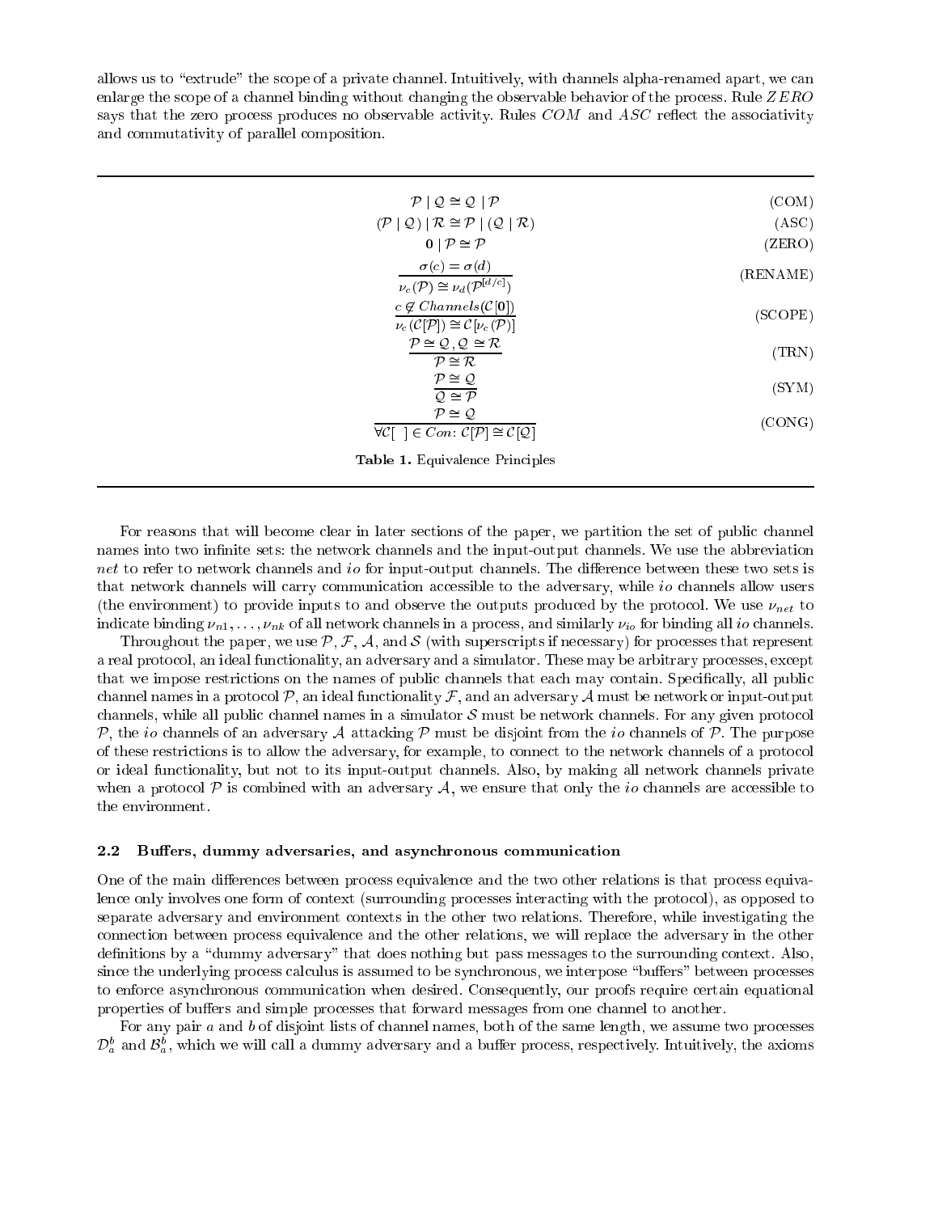allows us to "extrude" the scope of a private channel. Intuitively, with channels alpha-renamed apart, we can enlarge the scope of a channel binding without changing the observable behavior of the process. Rule $ZERO$ says that the zero process produces no observable activity. Rules $COM$ and $ASC$ reflect the associativity and commutativity of parallel composition.

$$\mathcal{P} \mid \mathcal{Q} \cong \mathcal{Q} \mid \mathcal{P} \qquad \text{(COM)}$$

$$(\mathcal{P} \mid \mathcal{Q}) \mid \mathcal{R} \cong \mathcal{P} \mid (\mathcal{Q} \mid \mathcal{R}) \qquad \text{(ASC)}$$

$$\mathbf{0} \mid \mathcal{P} \cong \mathcal{P} \qquad \text{(ZERO)}$$

$$\frac{\sigma(c) = \sigma(d)}{\nu_c(\mathcal{P}) \cong \nu_d(\mathcal{P}^{[d/c]})} \qquad \text{(RENAME)}$$

$$\frac{c \notin Channels(\mathcal{C}[\mathbf{0}])}{\nu_c(\mathcal{C}[\mathcal{P}]) \cong \mathcal{C}[\nu_c(\mathcal{P})]} \qquad \text{(SCOPE)}$$

$$\frac{\mathcal{P} \cong \mathcal{Q}, \mathcal{Q} \cong \mathcal{R}}{\mathcal{P} \cong \mathcal{R}} \qquad \text{(TRN)}$$

$$\frac{\mathcal{P} \cong \mathcal{Q}}{\mathcal{Q} \cong \mathcal{P}} \qquad \text{(SYM)}$$

$$\frac{\mathcal{P} \cong \mathcal{Q}}{\forall \mathcal{C}[\ ] \in Con\colon \mathcal{C}[\mathcal{P}] \cong \mathcal{C}[\mathcal{Q}]} \qquad \text{(CONG)}$$

**Table 1.** Equivalence Principles

For reasons that will become clear in later sections of the paper, we partition the set of public channel names into two infinite sets: the network channels and the input-output channels. We use the abbreviation $net$ to refer to network channels and $io$ for input-output channels. The difference between these two sets is that network channels will carry communication accessible to the adversary, while $io$ channels allow users (the environment) to provide inputs to and observe the outputs produced by the protocol. We use $\nu_{net}$ to indicate binding $\nu_{n1}, \ldots, \nu_{nk}$ of all network channels in a process, and similarly $\nu_{io}$ for binding all $io$ channels.

Throughout the paper, we use $\mathcal{P}$, $\mathcal{F}$, $\mathcal{A}$, and $\mathcal{S}$ (with superscripts if necessary) for processes that represent a real protocol, an ideal functionality, an adversary and a simulator. These may be arbitrary processes, except that we impose restrictions on the names of public channels that each may contain. Specifically, all public channel names in a protocol $\mathcal{P}$, an ideal functionality $\mathcal{F}$, and an adversary $\mathcal{A}$ must be network or input-output channels, while all public channel names in a simulator $\mathcal{S}$ must be network channels. For any given protocol $\mathcal{P}$, the $io$ channels of an adversary $\mathcal{A}$ attacking $\mathcal{P}$ must be disjoint from the $io$ channels of $\mathcal{P}$. The purpose of these restrictions is to allow the adversary, for example, to connect to the network channels of a protocol or ideal functionality, but not to its input-output channels. Also, by making all network channels private when a protocol $\mathcal{P}$ is combined with an adversary $\mathcal{A}$, we ensure that only the $io$ channels are accessible to the environment.

### 2.2 Buffers, dummy adversaries, and asynchronous communication

One of the main differences between process equivalence and the two other relations is that process equivalence only involves one form of context (surrounding processes interacting with the protocol), as opposed to separate adversary and environment contexts in the other two relations. Therefore, while investigating the connection between process equivalence and the other relations, we will replace the adversary in the other definitions by a "dummy adversary" that does nothing but pass messages to the surrounding context. Also, since the underlying process calculus is assumed to be synchronous, we interpose "buffers" between processes to enforce asynchronous communication when desired. Consequently, our proofs require certain equational properties of buffers and simple processes that forward messages from one channel to another.

For any pair $a$ and $b$ of disjoint lists of channel names, both of the same length, we assume two processes $\mathcal{D}_a^b$ and $\mathcal{B}_a^b$, which we will call a dummy adversary and a buffer process, respectively. Intuitively, the axioms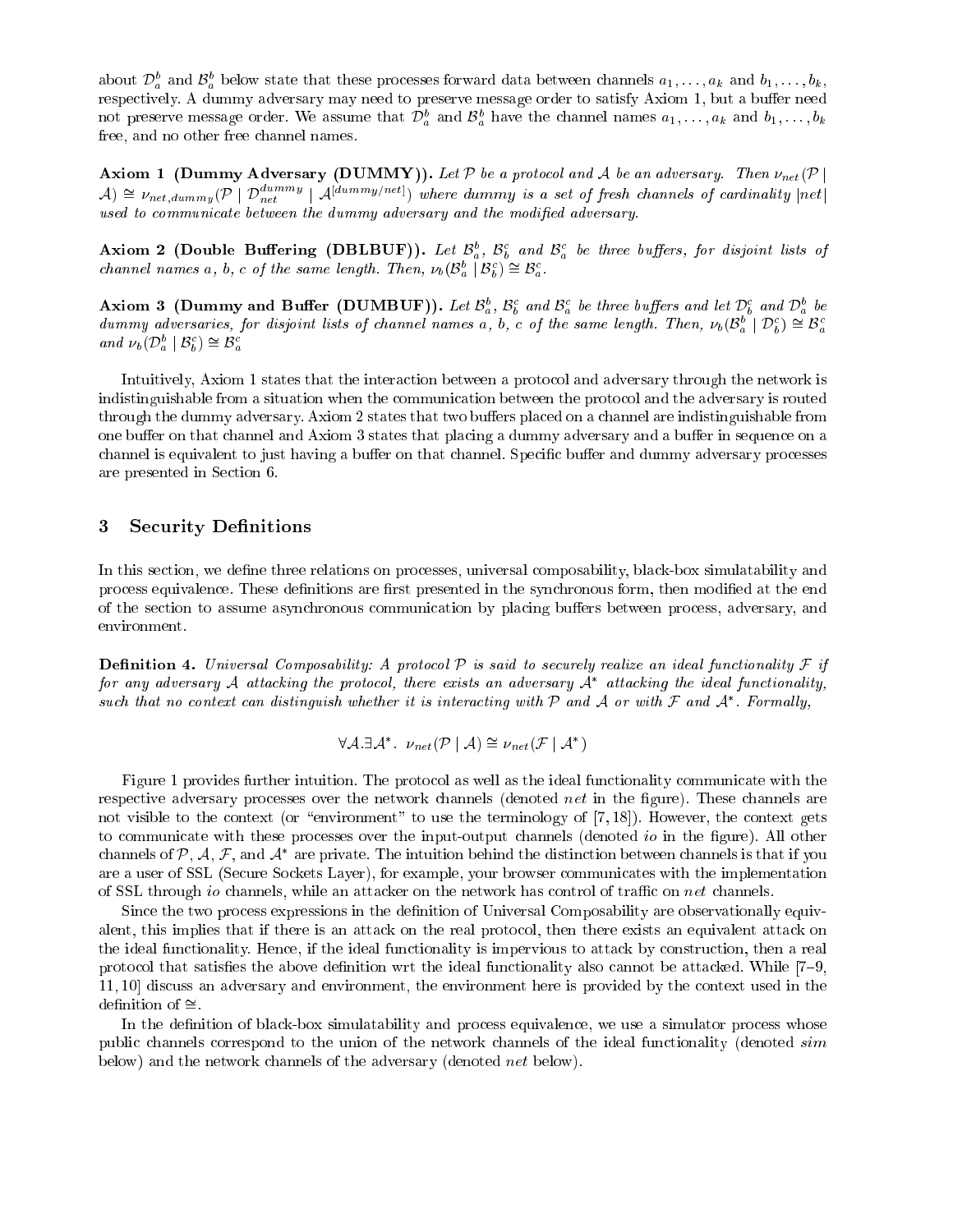about $\mathcal{D}_a^b$ and $\mathcal{B}_a^b$ below state that these processes forward data between channels $a_1, \ldots, a_k$ and $b_1, \ldots, b_k$, respectively. A dummy adversary may need to preserve message order to satisfy Axiom 1, but a buffer need not preserve message order. We assume that $\mathcal{D}_a^b$ and $\mathcal{B}_a^b$ have the channel names $a_1, \ldots, a_k$ and $b_1, \ldots, b_k$ free, and no other free channel names.

**Axiom 1 (Dummy Adversary (DUMMY)).** *Let $\mathcal{P}$ be a protocol and $\mathcal{A}$ be an adversary. Then $\nu_{net}(\mathcal{P} \mid \mathcal{A}) \cong \nu_{net,dummy}(\mathcal{P} \mid \mathcal{D}_{net}^{dummy} \mid \mathcal{A}^{[dummy/net]})$ where dummy is a set of fresh channels of cardinality $|net|$ used to communicate between the dummy adversary and the modified adversary.*

**Axiom 2 (Double Buffering (DBLBUF)).** *Let $\mathcal{B}_a^b$, $\mathcal{B}_b^c$ and $\mathcal{B}_a^c$ be three buffers, for disjoint lists of channel names a, b, c of the same length. Then, $\nu_b(\mathcal{B}_a^b \mid \mathcal{B}_b^c) \cong \mathcal{B}_a^c$.*

**Axiom 3 (Dummy and Buffer (DUMBUF)).** *Let $\mathcal{B}_a^b$, $\mathcal{B}_b^c$ and $\mathcal{B}_a^c$ be three buffers and let $\mathcal{D}_b^c$ and $\mathcal{D}_a^b$ be dummy adversaries, for disjoint lists of channel names a, b, c of the same length. Then, $\nu_b(\mathcal{B}_a^b \mid \mathcal{D}_b^c) \cong \mathcal{B}_a^c$ and $\nu_b(\mathcal{D}_a^b \mid \mathcal{B}_b^c) \cong \mathcal{B}_a^c$*

Intuitively, Axiom 1 states that the interaction between a protocol and adversary through the network is indistinguishable from a situation when the communication between the protocol and the adversary is routed through the dummy adversary. Axiom 2 states that two buffers placed on a channel are indistinguishable from one buffer on that channel and Axiom 3 states that placing a dummy adversary and a buffer in sequence on a channel is equivalent to just having a buffer on that channel. Specific buffer and dummy adversary processes are presented in Section 6.

## 3 Security Definitions

In this section, we define three relations on processes, universal composability, black-box simulatability and process equivalence. These definitions are first presented in the synchronous form, then modified at the end of the section to assume asynchronous communication by placing buffers between process, adversary, and environment.

**Definition 4.** *Universal Composability: A protocol $\mathcal{P}$ is said to securely realize an ideal functionality $\mathcal{F}$ if for any adversary $\mathcal{A}$ attacking the protocol, there exists an adversary $\mathcal{A}^*$ attacking the ideal functionality, such that no context can distinguish whether it is interacting with $\mathcal{P}$ and $\mathcal{A}$ or with $\mathcal{F}$ and $\mathcal{A}^*$. Formally,*

$$\forall \mathcal{A}. \exists \mathcal{A}^*. \;\; \nu_{net}(\mathcal{P} \mid \mathcal{A}) \cong \nu_{net}(\mathcal{F} \mid \mathcal{A}^*)$$

Figure 1 provides further intuition. The protocol as well as the ideal functionality communicate with the respective adversary processes over the network channels (denoted *net* in the figure). These channels are not visible to the context (or "environment" to use the terminology of [7, 18]). However, the context gets to communicate with these processes over the input-output channels (denoted *io* in the figure). All other channels of $\mathcal{P}$, $\mathcal{A}$, $\mathcal{F}$, and $\mathcal{A}^*$ are private. The intuition behind the distinction between channels is that if you are a user of SSL (Secure Sockets Layer), for example, your browser communicates with the implementation of SSL through *io* channels, while an attacker on the network has control of traffic on *net* channels.

Since the two process expressions in the definition of Universal Composability are observationally equivalent, this implies that if there is an attack on the real protocol, then there exists an equivalent attack on the ideal functionality. Hence, if the ideal functionality is impervious to attack by construction, then a real protocol that satisfies the above definition wrt the ideal functionality also cannot be attacked. While [7–9, 11, 10] discuss an adversary and environment, the environment here is provided by the context used in the definition of $\cong$.

In the definition of black-box simulatability and process equivalence, we use a simulator process whose public channels correspond to the union of the network channels of the ideal functionality (denoted *sim* below) and the network channels of the adversary (denoted *net* below).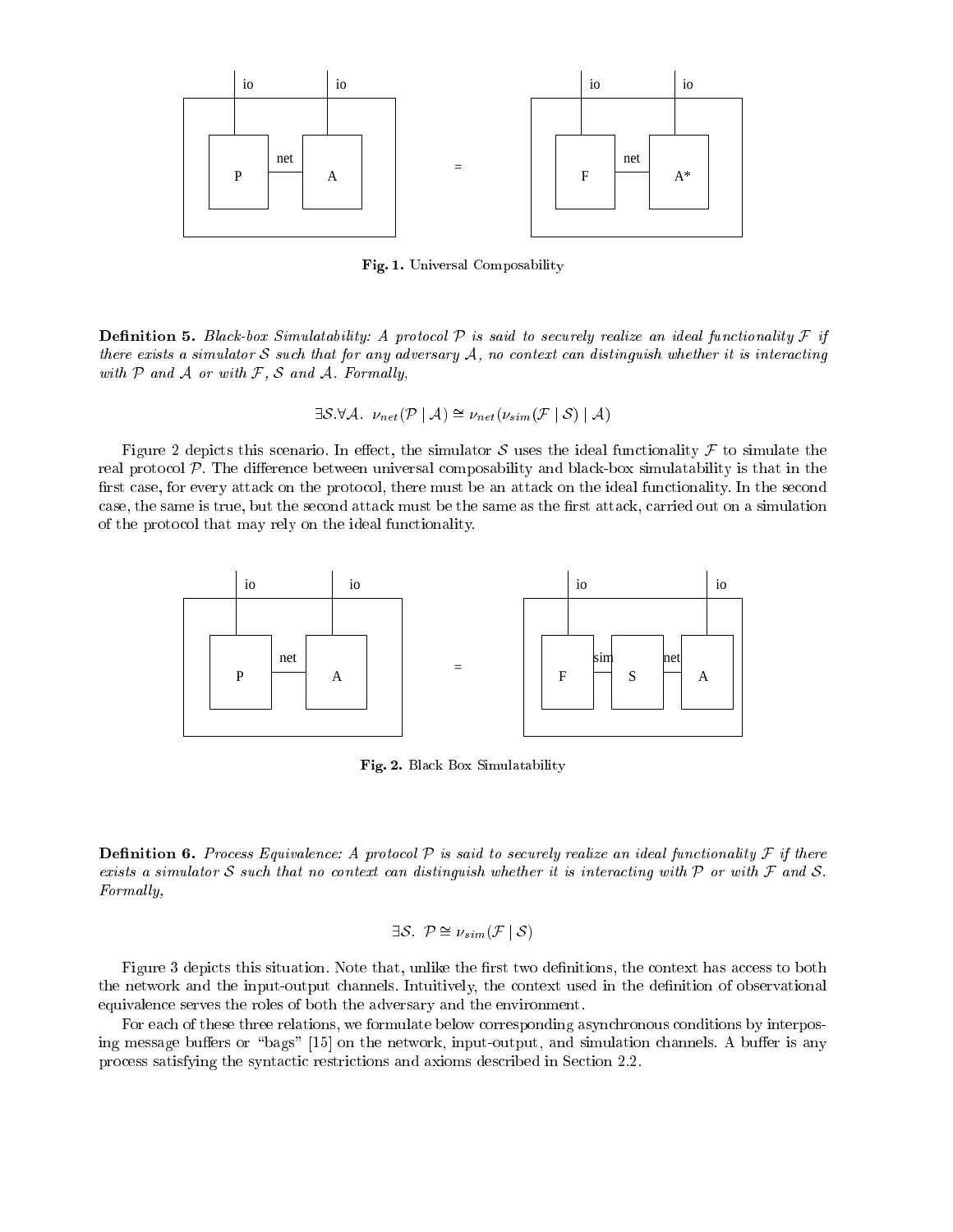Fig. 1. Universal Composability

**Definition 5.** *Black-box Simulatability: A protocol $\mathcal{P}$ is said to securely realize an ideal functionality $\mathcal{F}$ if there exists a simulator $\mathcal{S}$ such that for any adversary $\mathcal{A}$, no context can distinguish whether it is interacting with $\mathcal{P}$ and $\mathcal{A}$ or with $\mathcal{F}$, $\mathcal{S}$ and $\mathcal{A}$. Formally,*

$$\exists \mathcal{S}. \forall \mathcal{A}.\ \ \nu_{net}(\mathcal{P} \mid \mathcal{A}) \cong \nu_{net}(\nu_{sim}(\mathcal{F} \mid \mathcal{S}) \mid \mathcal{A})$$

Figure 2 depicts this scenario. In effect, the simulator $\mathcal{S}$ uses the ideal functionality $\mathcal{F}$ to simulate the real protocol $\mathcal{P}$. The difference between universal composability and black-box simulatability is that in the first case, for every attack on the protocol, there must be an attack on the ideal functionality. In the second case, the same is true, but the second attack must be the same as the first attack, carried out on a simulation of the protocol that may rely on the ideal functionality.

Fig. 2. Black Box Simulatability

**Definition 6.** *Process Equivalence: A protocol $\mathcal{P}$ is said to securely realize an ideal functionality $\mathcal{F}$ if there exists a simulator $\mathcal{S}$ such that no context can distinguish whether it is interacting with $\mathcal{P}$ or with $\mathcal{F}$ and $\mathcal{S}$. Formally,*

$$\exists \mathcal{S}.\ \ \mathcal{P} \cong \nu_{sim}(\mathcal{F} \mid \mathcal{S})$$

Figure 3 depicts this situation. Note that, unlike the first two definitions, the context has access to both the network and the input-output channels. Intuitively, the context used in the definition of observational equivalence serves the roles of both the adversary and the environment.

For each of these three relations, we formulate below corresponding asynchronous conditions by interposing message buffers or "bags" [15] on the network, input-output, and simulation channels. A buffer is any process satisfying the syntactic restrictions and axioms described in Section 2.2.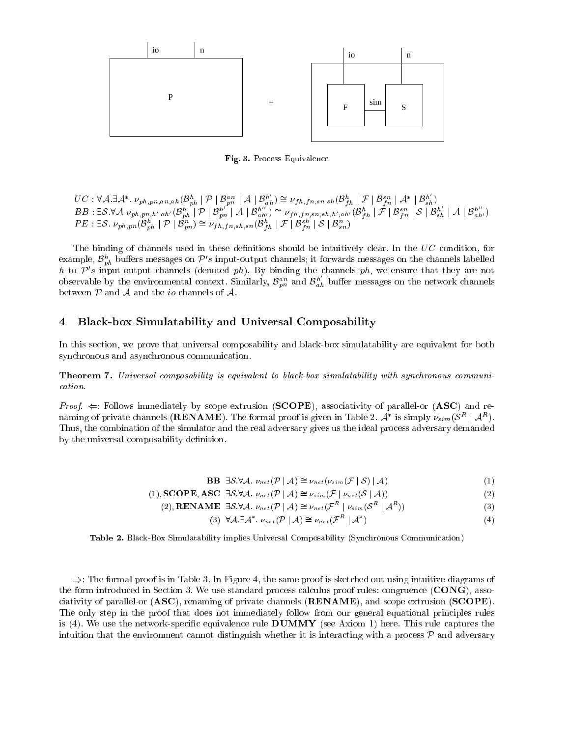Fig. 3. Process Equivalence

$$UC : \forall \mathcal{A}.\exists \mathcal{A}^*.\ \nu_{ph,pn,an,ah}(\mathcal{B}^h_{ph} \mid \mathcal{P} \mid \mathcal{B}^{an}_{pn} \mid \mathcal{A} \mid \mathcal{B}^{h'}_{ah}) \cong \nu_{fh,fn,sn,sh}(\mathcal{B}^h_{fh} \mid \mathcal{F} \mid \mathcal{B}^{sn}_{fn} \mid \mathcal{A}^* \mid \mathcal{B}^{h'}_{sh})$$
$$BB : \exists \mathcal{S}.\forall \mathcal{A}\ \nu_{ph,pn,h',ah'}(\mathcal{B}^h_{ph} \mid \mathcal{P} \mid \mathcal{B}^{h'}_{pn} \mid \mathcal{A} \mid \mathcal{B}^{h''}_{ah'}) \cong \nu_{fh,fn,sn,sh,h',ah'}(\mathcal{B}^h_{fh} \mid \mathcal{F} \mid \mathcal{B}^{sn}_{fn} \mid \mathcal{S} \mid \mathcal{B}^{h'}_{sh} \mid \mathcal{A} \mid \mathcal{B}^{h''}_{ah'})$$
$$PE : \exists \mathcal{S}.\ \nu_{ph,pn}(\mathcal{B}^h_{ph} \mid \mathcal{P} \mid \mathcal{B}^n_{pn}) \cong \nu_{fh,fn,sh,sn}(\mathcal{B}^h_{fh} \mid \mathcal{F} \mid \mathcal{B}^{sh}_{fn} \mid \mathcal{S} \mid \mathcal{B}^n_{sn})$$

The binding of channels used in these definitions should be intuitively clear. In the $UC$ condition, for example, $\mathcal{B}^h_{ph}$ buffers messages on $\mathcal{P}'s$ input-output channels; it forwards messages on the channels labelled $h$ to $\mathcal{P}'s$ input-output channels (denoted $ph$). By binding the channels $ph$, we ensure that they are not observable by the environmental context. Similarly, $\mathcal{B}^{an}_{pn}$ and $\mathcal{B}^{h'}_{ah}$ buffer messages on the network channels between $\mathcal{P}$ and $\mathcal{A}$ and the $io$ channels of $\mathcal{A}$.

## 4 Black-box Simulatability and Universal Composability

In this section, we prove that universal composability and black-box simulatability are equivalent for both synchronous and asynchronous communication.

**Theorem 7.** *Universal composability is equivalent to black-box simulatability with synchronous communication.*

*Proof.* $\Leftarrow$: Follows immediately by scope extrusion (**SCOPE**), associativity of parallel-or (**ASC**) and renaming of private channels (**RENAME**). The formal proof is given in Table 2. $\mathcal{A}^*$ is simply $\nu_{sim}(\mathcal{S}^R \mid \mathcal{A}^R)$. Thus, the combination of the simulator and the real adversary gives us the ideal process adversary demanded by the universal composability definition.

| | | |
|---|---|---|
| **BB** | $\exists \mathcal{S}.\forall \mathcal{A}.\ \nu_{net}(\mathcal{P} \mid \mathcal{A}) \cong \nu_{net}(\nu_{sim}(\mathcal{F} \mid \mathcal{S}) \mid \mathcal{A})$ | (1) |
| (1), **SCOPE**, **ASC** | $\exists \mathcal{S}.\forall \mathcal{A}.\ \nu_{net}(\mathcal{P} \mid \mathcal{A}) \cong \nu_{sim}(\mathcal{F} \mid \nu_{net}(\mathcal{S} \mid \mathcal{A}))$ | (2) |
| (2), **RENAME** | $\exists \mathcal{S}.\forall \mathcal{A}.\ \nu_{net}(\mathcal{P} \mid \mathcal{A}) \cong \nu_{net}(\mathcal{F}^R \mid \nu_{sim}(\mathcal{S}^R \mid \mathcal{A}^R))$ | (3) |
| (3) | $\forall \mathcal{A}.\exists \mathcal{A}^*.\ \nu_{net}(\mathcal{P} \mid \mathcal{A}) \cong \nu_{net}(\mathcal{F}^R \mid \mathcal{A}^*)$ | (4) |

**Table 2.** Black-Box Simulatability implies Universal Composability (Synchronous Communication)

$\Rightarrow$: The formal proof is in Table 3. In Figure 4, the same proof is sketched out using intuitive diagrams of the form introduced in Section 3. We use standard process calculus proof rules: congruence (**CONG**), associativity of parallel-or (**ASC**), renaming of private channels (**RENAME**), and scope extrusion (**SCOPE**). The only step in the proof that does not immediately follow from our general equational principles rules is (4). We use the network-specific equivalence rule **DUMMY** (see Axiom 1) here. This rule captures the intuition that the environment cannot distinguish whether it is interacting with a process $\mathcal{P}$ and adversary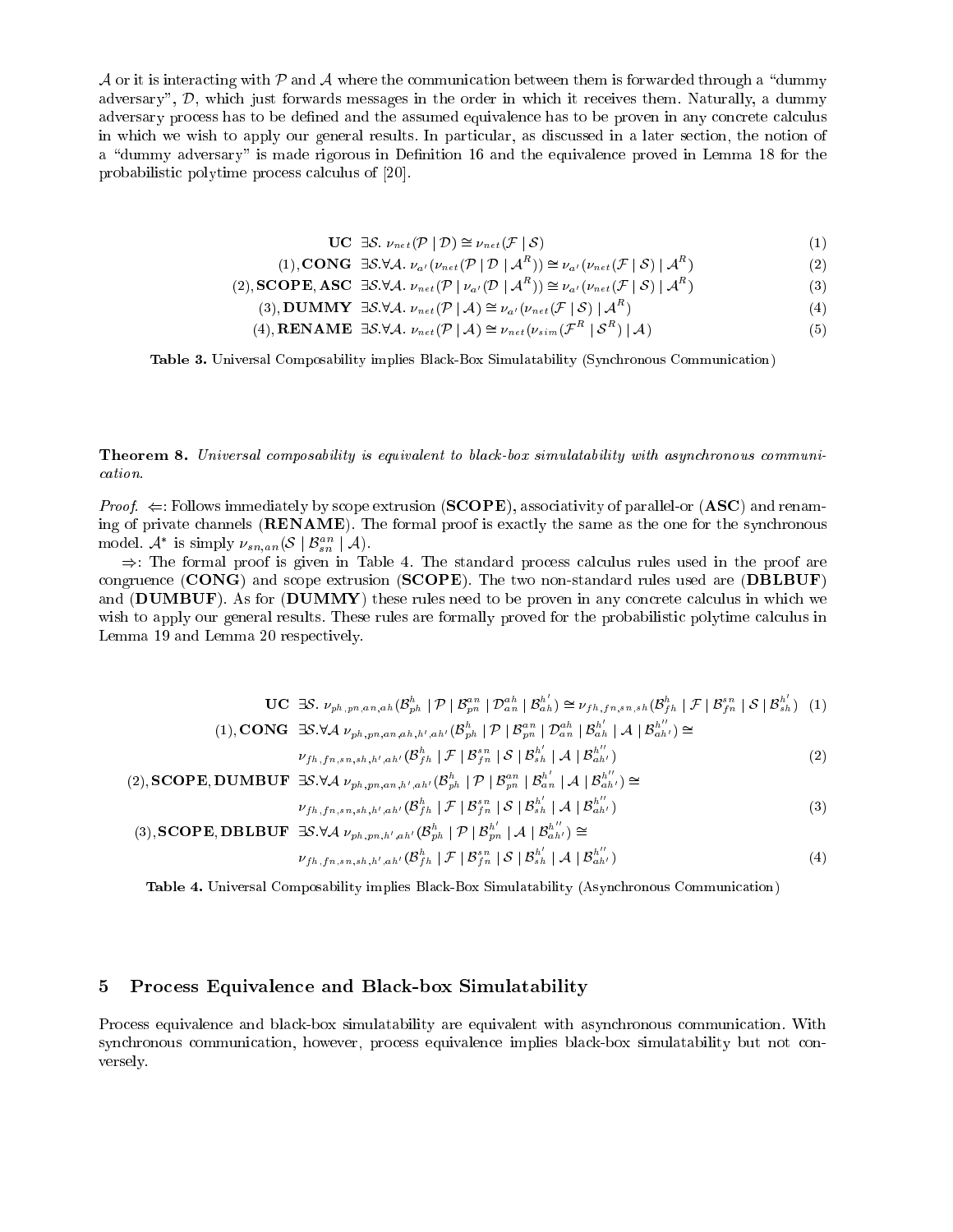$\mathcal{A}$ or it is interacting with $\mathcal{P}$ and $\mathcal{A}$ where the communication between them is forwarded through a "dummy adversary", $\mathcal{D}$, which just forwards messages in the order in which it receives them. Naturally, a dummy adversary process has to be defined and the assumed equivalence has to be proven in any concrete calculus in which we wish to apply our general results. In particular, as discussed in a later section, the notion of a "dummy adversary" is made rigorous in Definition 16 and the equivalence proved in Lemma 18 for the probabilistic polytime process calculus of [20].

$$
\begin{array}{rll}
\textbf{UC} & \exists\mathcal{S}.\ \nu_{net}(\mathcal{P} \mid \mathcal{D}) \cong \nu_{net}(\mathcal{F} \mid \mathcal{S}) & (1)\\
(1), \textbf{CONG} & \exists\mathcal{S}.\forall\mathcal{A}.\ \nu_{a'}(\nu_{net}(\mathcal{P} \mid \mathcal{D} \mid \mathcal{A}^R)) \cong \nu_{a'}(\nu_{net}(\mathcal{F} \mid \mathcal{S}) \mid \mathcal{A}^R) & (2)\\
(2), \textbf{SCOPE}, \textbf{ASC} & \exists\mathcal{S}.\forall\mathcal{A}.\ \nu_{net}(\mathcal{P} \mid \nu_{a'}(\mathcal{D} \mid \mathcal{A}^R)) \cong \nu_{a'}(\nu_{net}(\mathcal{F} \mid \mathcal{S}) \mid \mathcal{A}^R) & (3)\\
(3), \textbf{DUMMY} & \exists\mathcal{S}.\forall\mathcal{A}.\ \nu_{net}(\mathcal{P} \mid \mathcal{A}) \cong \nu_{a'}(\nu_{net}(\mathcal{F} \mid \mathcal{S}) \mid \mathcal{A}^R) & (4)\\
(4), \textbf{RENAME} & \exists\mathcal{S}.\forall\mathcal{A}.\ \nu_{net}(\mathcal{P} \mid \mathcal{A}) \cong \nu_{net}(\nu_{sim}(\mathcal{F}^R \mid \mathcal{S}^R) \mid \mathcal{A}) & (5)
\end{array}
$$

**Table 3.** Universal Composability implies Black-Box Simulatability (Synchronous Communication)

**Theorem 8.** *Universal composability is equivalent to black-box simulatability with asynchronous communication.*

*Proof.* $\Leftarrow$: Follows immediately by scope extrusion (**SCOPE**), associativity of parallel-or (**ASC**) and renaming of private channels (**RENAME**). The formal proof is exactly the same as the one for the synchronous model. $\mathcal{A}^*$ is simply $\nu_{sn,an}(\mathcal{S} \mid \mathcal{B}^{an}_{sn} \mid \mathcal{A})$.

$\Rightarrow$: The formal proof is given in Table 4. The standard process calculus rules used in the proof are congruence (**CONG**) and scope extrusion (**SCOPE**). The two non-standard rules used are (**DBLBUF**) and (**DUMBUF**). As for (**DUMMY**) these rules need to be proven in any concrete calculus in which we wish to apply our general results. These rules are formally proved for the probabilistic polytime calculus in Lemma 19 and Lemma 20 respectively.

$$
\begin{array}{rll}
\textbf{UC} & \exists\mathcal{S}.\ \nu_{ph,pn,an,ah}(\mathcal{B}^h_{ph} \mid \mathcal{P} \mid \mathcal{B}^{an}_{pn} \mid \mathcal{D}^{ah}_{an} \mid \mathcal{B}^{h'}_{ah}) \cong \nu_{fh,fn,sn,sh}(\mathcal{B}^h_{fh} \mid \mathcal{F} \mid \mathcal{B}^{sn}_{fn} \mid \mathcal{S} \mid \mathcal{B}^{h'}_{sh}) & (1)\\
(1), \textbf{CONG} & \exists\mathcal{S}.\forall\mathcal{A}\ \nu_{ph,pn,an,ah,h',ah'}(\mathcal{B}^h_{ph} \mid \mathcal{P} \mid \mathcal{B}^{an}_{pn} \mid \mathcal{D}^{ah}_{an} \mid \mathcal{B}^{h'}_{ah} \mid \mathcal{A} \mid \mathcal{B}^{h''}_{ah'}) \cong & \\
& \nu_{fh,fn,sn,sh,h',ah'}(\mathcal{B}^h_{fh} \mid \mathcal{F} \mid \mathcal{B}^{sn}_{fn} \mid \mathcal{S} \mid \mathcal{B}^{h'}_{sh} \mid \mathcal{A} \mid \mathcal{B}^{h''}_{ah'}) & (2)\\
(2), \textbf{SCOPE}, \textbf{DUMBUF} & \exists\mathcal{S}.\forall\mathcal{A}\ \nu_{ph,pn,an,h',ah'}(\mathcal{B}^h_{ph} \mid \mathcal{P} \mid \mathcal{B}^{an}_{pn} \mid \mathcal{B}^{h'}_{an} \mid \mathcal{A} \mid \mathcal{B}^{h''}_{ah'}) \cong & \\
& \nu_{fh,fn,sn,sh,h',ah'}(\mathcal{B}^h_{fh} \mid \mathcal{F} \mid \mathcal{B}^{sn}_{fn} \mid \mathcal{S} \mid \mathcal{B}^{h'}_{sh} \mid \mathcal{A} \mid \mathcal{B}^{h''}_{ah'}) & (3)\\
(3), \textbf{SCOPE}, \textbf{DBLBUF} & \exists\mathcal{S}.\forall\mathcal{A}\ \nu_{ph,pn,h',ah'}(\mathcal{B}^h_{ph} \mid \mathcal{P} \mid \mathcal{B}^{h'}_{pn} \mid \mathcal{A} \mid \mathcal{B}^{h''}_{ah'}) \cong & \\
& \nu_{fh,fn,sn,sh,h',ah'}(\mathcal{B}^h_{fh} \mid \mathcal{F} \mid \mathcal{B}^{sn}_{fn} \mid \mathcal{S} \mid \mathcal{B}^{h'}_{sh} \mid \mathcal{A} \mid \mathcal{B}^{h''}_{ah'}) & (4)
\end{array}
$$

**Table 4.** Universal Composability implies Black-Box Simulatability (Asynchronous Communication)

## 5 Process Equivalence and Black-box Simulatability

Process equivalence and black-box simulatability are equivalent with asynchronous communication. With synchronous communication, however, process equivalence implies black-box simulatability but not conversely.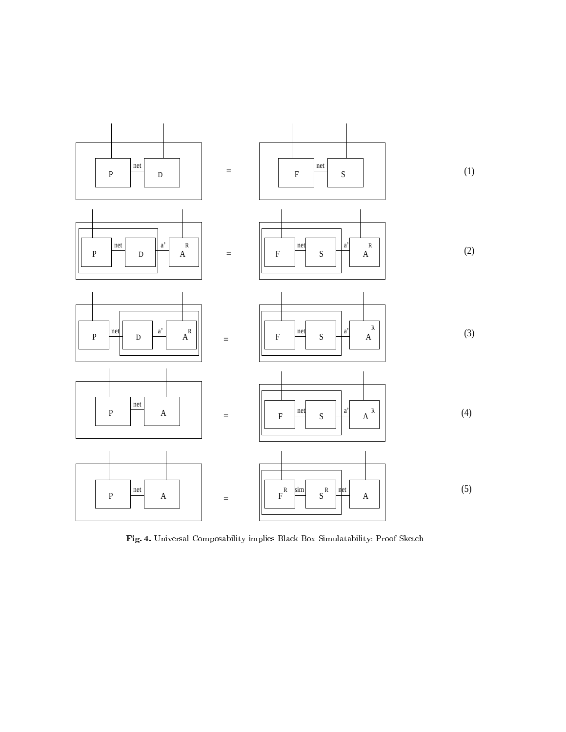**Fig. 4.** Universal Composability implies Black Box Simulatability: Proof Sketch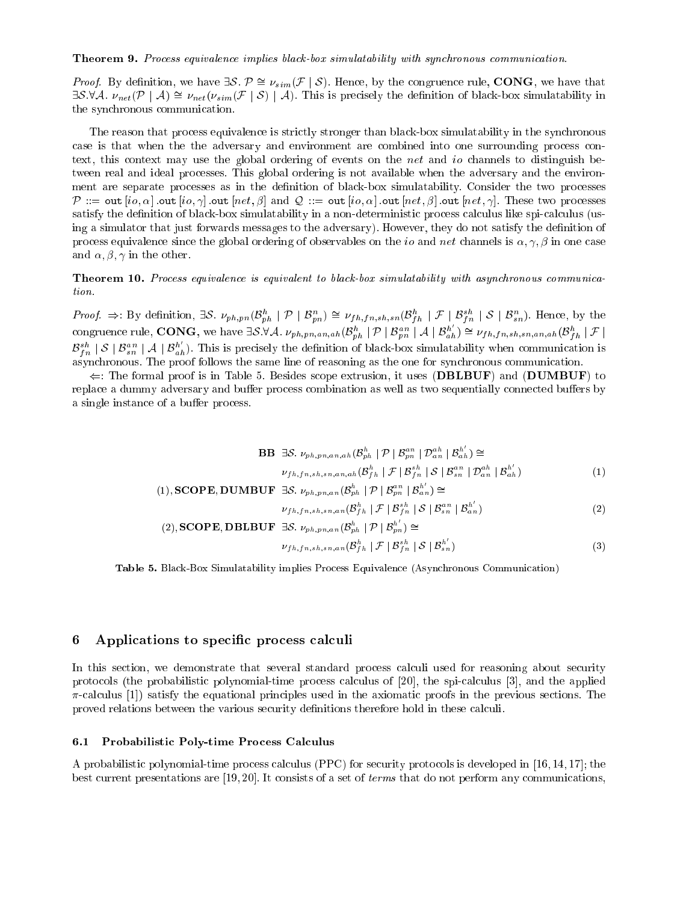**Theorem 9.** *Process equivalence implies black-box simulatability with synchronous communication.*

*Proof.* By definition, we have $\exists \mathcal{S}.\ \mathcal{P} \cong \nu_{sim}(\mathcal{F} \mid \mathcal{S})$. Hence, by the congruence rule, **CONG**, we have that $\exists \mathcal{S}. \forall \mathcal{A}.\ \nu_{net}(\mathcal{P} \mid \mathcal{A}) \cong \nu_{net}(\nu_{sim}(\mathcal{F} \mid \mathcal{S}) \mid \mathcal{A})$. This is precisely the definition of black-box simulatability in the synchronous communication.

The reason that process equivalence is strictly stronger than black-box simulatability in the synchronous case is that when the the adversary and environment are combined into one surrounding process context, this context may use the global ordering of events on the *net* and *io* channels to distinguish between real and ideal processes. This global ordering is not available when the adversary and the environment are separate processes as in the definition of black-box simulatability. Consider the two processes $\mathcal{P} ::= \texttt{out}\,[io, \alpha]\,.\texttt{out}\,[io, \gamma]\,.\texttt{out}\,[net, \beta]$ and $\mathcal{Q} ::= \texttt{out}\,[io, \alpha]\,.\texttt{out}\,[net, \beta]\,.\texttt{out}\,[net, \gamma]$. These two processes satisfy the definition of black-box simulatability in a non-deterministic process calculus like spi-calculus (using a simulator that just forwards messages to the adversary). However, they do not satisfy the definition of process equivalence since the global ordering of observables on the *io* and *net* channels is $\alpha, \gamma, \beta$ in one case and $\alpha, \beta, \gamma$ in the other.

**Theorem 10.** *Process equivalence is equivalent to black-box simulatability with asynchronous communication.*

*Proof.* $\Rightarrow$: By definition, $\exists \mathcal{S}.\ \nu_{ph,pn}(\mathcal{B}^h_{ph} \mid \mathcal{P} \mid \mathcal{B}^n_{pn}) \cong \nu_{fh,fn,sh,sn}(\mathcal{B}^h_{fh} \mid \mathcal{F} \mid \mathcal{B}^{sh}_{fn} \mid \mathcal{S} \mid \mathcal{B}^n_{sn})$. Hence, by the congruence rule, **CONG**, we have $\exists \mathcal{S}. \forall \mathcal{A}.\ \nu_{ph,pn,an,ah}(\mathcal{B}^h_{ph} \mid \mathcal{P} \mid \mathcal{B}^{an}_{pn} \mid \mathcal{A} \mid \mathcal{B}^{h'}_{ah}) \cong \nu_{fh,fn,sh,sn,an,ah}(\mathcal{B}^h_{fh} \mid \mathcal{F} \mid \mathcal{B}^{sh}_{fn} \mid \mathcal{S} \mid \mathcal{B}^{an}_{sn} \mid \mathcal{A} \mid \mathcal{B}^{h'}_{ah})$. This is precisely the definition of black-box simulatability when communication is asynchronous. The proof follows the same line of reasoning as the one for synchronous communication.

$\Leftarrow$: The formal proof is in Table 5. Besides scope extrusion, it uses (**DBLBUF**) and (**DUMBUF**) to replace a dummy adversary and buffer process combination as well as two sequentially connected buffers by a single instance of a buffer process.

| | | |
|---|---|---|
| **BB** | $\exists \mathcal{S}.\ \nu_{ph,pn,an,ah}(\mathcal{B}^h_{ph} \mid \mathcal{P} \mid \mathcal{B}^{an}_{pn} \mid \mathcal{D}^{ah}_{an} \mid \mathcal{B}^{h'}_{ah}) \cong$ $\nu_{fh,fn,sh,sn,an,ah}(\mathcal{B}^h_{fh} \mid \mathcal{F} \mid \mathcal{B}^{sh}_{fn} \mid \mathcal{S} \mid \mathcal{B}^{an}_{sn} \mid \mathcal{D}^{ah}_{an} \mid \mathcal{B}^{h'}_{ah})$ | (1) |
| (1), **SCOPE**, **DUMBUF** | $\exists \mathcal{S}.\ \nu_{ph,pn,an}(\mathcal{B}^h_{ph} \mid \mathcal{P} \mid \mathcal{B}^{an}_{pn} \mid \mathcal{B}^{h'}_{an}) \cong$ $\nu_{fh,fn,sh,sn,an}(\mathcal{B}^h_{fh} \mid \mathcal{F} \mid \mathcal{B}^{sh}_{fn} \mid \mathcal{S} \mid \mathcal{B}^{an}_{sn} \mid \mathcal{B}^{h'}_{an})$ | (2) |
| (2), **SCOPE**, **DBLBUF** | $\exists \mathcal{S}.\ \nu_{ph,pn,an}(\mathcal{B}^h_{ph} \mid \mathcal{P} \mid \mathcal{B}^{h'}_{pn}) \cong$ $\nu_{fh,fn,sh,sn,an}(\mathcal{B}^h_{fh} \mid \mathcal{F} \mid \mathcal{B}^{sh}_{fn} \mid \mathcal{S} \mid \mathcal{B}^{h'}_{sn})$ | (3) |

**Table 5.** Black-Box Simulatability implies Process Equivalence (Asynchronous Communication)

## 6 Applications to specific process calculi

In this section, we demonstrate that several standard process calculi used for reasoning about security protocols (the probabilistic polynomial-time process calculus of [20], the spi-calculus [3], and the applied $\pi$-calculus [1]) satisfy the equational principles used in the axiomatic proofs in the previous sections. The proved relations between the various security definitions therefore hold in these calculi.

### 6.1 Probabilistic Poly-time Process Calculus

A probabilistic polynomial-time process calculus (PPC) for security protocols is developed in [16, 14, 17]; the best current presentations are [19, 20]. It consists of a set of *terms* that do not perform any communications,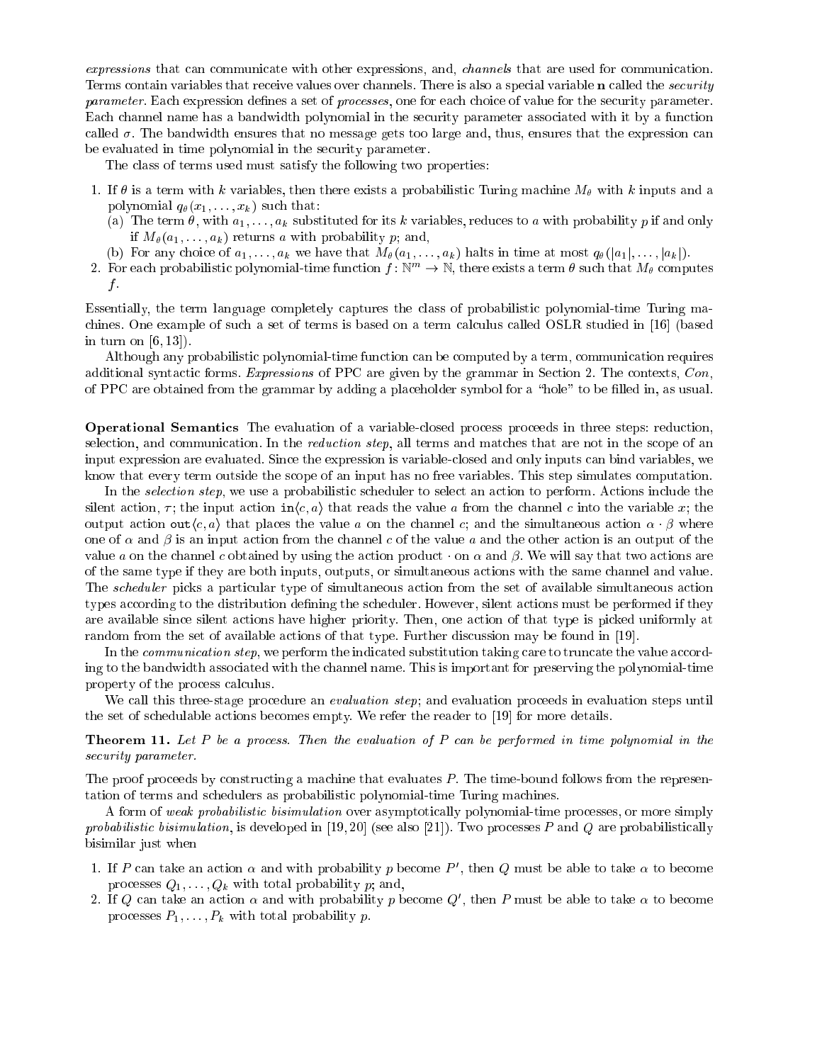*expressions* that can communicate with other expressions, and, *channels* that are used for communication. Terms contain variables that receive values over channels. There is also a special variable $\mathbf{n}$ called the *security parameter*. Each expression defines a set of *processes*, one for each choice of value for the security parameter. Each channel name has a bandwidth polynomial in the security parameter associated with it by a function called $\sigma$. The bandwidth ensures that no message gets too large and, thus, ensures that the expression can be evaluated in time polynomial in the security parameter.

The class of terms used must satisfy the following two properties:

1. If $\theta$ is a term with $k$ variables, then there exists a probabilistic Turing machine $M_\theta$ with $k$ inputs and a polynomial $q_\theta(x_1, \ldots, x_k)$ such that:
   (a) The term $\theta$, with $a_1, \ldots, a_k$ substituted for its $k$ variables, reduces to $a$ with probability $p$ if and only if $M_\theta(a_1, \ldots, a_k)$ returns $a$ with probability $p$; and,
   (b) For any choice of $a_1, \ldots, a_k$ we have that $M_\theta(a_1, \ldots, a_k)$ halts in time at most $q_\theta(|a_1|, \ldots, |a_k|)$.
2. For each probabilistic polynomial-time function $f\colon \mathbb{N}^m \to \mathbb{N}$, there exists a term $\theta$ such that $M_\theta$ computes $f$.

Essentially, the term language completely captures the class of probabilistic polynomial-time Turing machines. One example of such a set of terms is based on a term calculus called OSLR studied in [16] (based in turn on [6, 13]).

Although any probabilistic polynomial-time function can be computed by a term, communication requires additional syntactic forms. *Expressions* of PPC are given by the grammar in Section 2. The contexts, *Con*, of PPC are obtained from the grammar by adding a placeholder symbol for a "hole" to be filled in, as usual.

**Operational Semantics** The evaluation of a variable-closed process proceeds in three steps: reduction, selection, and communication. In the *reduction step*, all terms and matches that are not in the scope of an input expression are evaluated. Since the expression is variable-closed and only inputs can bind variables, we know that every term outside the scope of an input has no free variables. This step simulates computation.

In the *selection step*, we use a probabilistic scheduler to select an action to perform. Actions include the silent action, $\tau$; the input action $\mathtt{in}\langle c, a\rangle$ that reads the value $a$ from the channel $c$ into the variable $x$; the output action $\mathtt{out}\langle c, a\rangle$ that places the value $a$ on the channel $c$; and the simultaneous action $\alpha \cdot \beta$ where one of $\alpha$ and $\beta$ is an input action from the channel $c$ of the value $a$ and the other action is an output of the value $a$ on the channel $c$ obtained by using the action product $\cdot$ on $\alpha$ and $\beta$. We will say that two actions are of the same type if they are both inputs, outputs, or simultaneous actions with the same channel and value. The *scheduler* picks a particular type of simultaneous action from the set of available simultaneous action types according to the distribution defining the scheduler. However, silent actions must be performed if they are available since silent actions have higher priority. Then, one action of that type is picked uniformly at random from the set of available actions of that type. Further discussion may be found in [19].

In the *communication step*, we perform the indicated substitution taking care to truncate the value according to the bandwidth associated with the channel name. This is important for preserving the polynomial-time property of the process calculus.

We call this three-stage procedure an *evaluation step*; and evaluation proceeds in evaluation steps until the set of schedulable actions becomes empty. We refer the reader to [19] for more details.

**Theorem 11.** *Let $P$ be a process. Then the evaluation of $P$ can be performed in time polynomial in the security parameter.*

The proof proceeds by constructing a machine that evaluates $P$. The time-bound follows from the representation of terms and schedulers as probabilistic polynomial-time Turing machines.

A form of *weak probabilistic bisimulation* over asymptotically polynomial-time processes, or more simply *probabilistic bisimulation*, is developed in [19, 20] (see also [21]). Two processes $P$ and $Q$ are probabilistically bisimilar just when

1. If $P$ can take an action $\alpha$ and with probability $p$ become $P'$, then $Q$ must be able to take $\alpha$ to become processes $Q_1, \ldots, Q_k$ with total probability $p$; and,
2. If $Q$ can take an action $\alpha$ and with probability $p$ become $Q'$, then $P$ must be able to take $\alpha$ to become processes $P_1, \ldots, P_k$ with total probability $p$.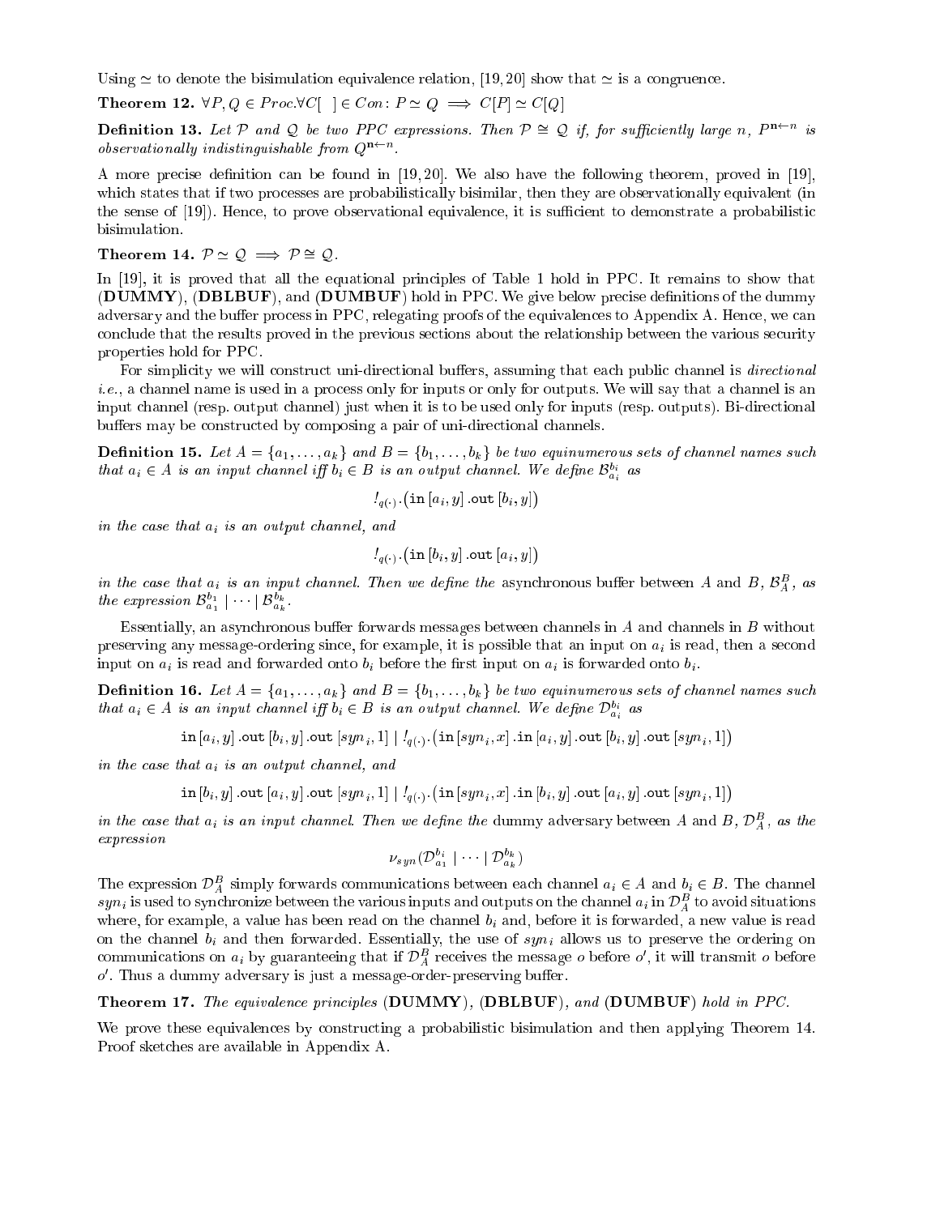Using $\simeq$ to denote the bisimulation equivalence relation, [19, 20] show that $\simeq$ is a congruence.

**Theorem 12.** $\forall P, Q \in Proc. \forall C[\ \ ] \in Con\colon P \simeq Q \implies C[P] \simeq C[Q]$

**Definition 13.** *Let $\mathcal{P}$ and $\mathcal{Q}$ be two PPC expressions. Then $\mathcal{P} \cong \mathcal{Q}$ if, for sufficiently large $n$, $P^{\mathbf{n} \leftarrow n}$ is observationally indistinguishable from $Q^{\mathbf{n} \leftarrow n}$.*

A more precise definition can be found in [19, 20]. We also have the following theorem, proved in [19], which states that if two processes are probabilistically bisimilar, then they are observationally equivalent (in the sense of [19]). Hence, to prove observational equivalence, it is sufficient to demonstrate a probabilistic bisimulation.

**Theorem 14.** $\mathcal{P} \simeq \mathcal{Q} \implies \mathcal{P} \cong \mathcal{Q}$.

In [19], it is proved that all the equational principles of Table 1 hold in PPC. It remains to show that (**DUMMY**), (**DBLBUF**), and (**DUMBUF**) hold in PPC. We give below precise definitions of the dummy adversary and the buffer process in PPC, relegating proofs of the equivalences to Appendix A. Hence, we can conclude that the results proved in the previous sections about the relationship between the various security properties hold for PPC.

For simplicity we will construct uni-directional buffers, assuming that each public channel is *directional* *i.e.*, a channel name is used in a process only for inputs or only for outputs. We will say that a channel is an input channel (resp. output channel) just when it is to be used only for inputs (resp. outputs). Bi-directional buffers may be constructed by composing a pair of uni-directional channels.

**Definition 15.** *Let $A = \{a_1, \ldots, a_k\}$ and $B = \{b_1, \ldots, b_k\}$ be two equinumerous sets of channel names such that $a_i \in A$ is an input channel iff $b_i \in B$ is an output channel. We define $\mathcal{B}_{a_i}^{b_i}$ as*

$$!_{q(\cdot)}.\big(\mathtt{in}\,[a_i, y]\,.\mathtt{out}\,[b_i, y]\big)$$

*in the case that $a_i$ is an output channel, and*

$$!_{q(\cdot)}.\big(\mathtt{in}\,[b_i, y]\,.\mathtt{out}\,[a_i, y]\big)$$

*in the case that $a_i$ is an input channel. Then we define the* asynchronous buffer between $A$ and $B$, $\mathcal{B}_A^B$, *as the expression $\mathcal{B}_{a_1}^{b_1} \mid \cdots \mid \mathcal{B}_{a_k}^{b_k}$.*

Essentially, an asynchronous buffer forwards messages between channels in $A$ and channels in $B$ without preserving any message-ordering since, for example, it is possible that an input on $a_i$ is read, then a second input on $a_i$ is read and forwarded onto $b_i$ before the first input on $a_i$ is forwarded onto $b_i$.

**Definition 16.** *Let $A = \{a_1, \ldots, a_k\}$ and $B = \{b_1, \ldots, b_k\}$ be two equinumerous sets of channel names such that $a_i \in A$ is an input channel iff $b_i \in B$ is an output channel. We define $\mathcal{D}_{a_i}^{b_i}$ as*

$$\mathtt{in}\,[a_i, y]\,.\mathtt{out}\,[b_i, y]\,.\mathtt{out}\,[syn_i, 1] \mid !_{q(\cdot)}.\big(\mathtt{in}\,[syn_i, x]\,.\mathtt{in}\,[a_i, y]\,.\mathtt{out}\,[b_i, y]\,.\mathtt{out}\,[syn_i, 1]\big)$$

*in the case that $a_i$ is an output channel, and*

$$\mathtt{in}\,[b_i, y]\,.\mathtt{out}\,[a_i, y]\,.\mathtt{out}\,[syn_i, 1] \mid !_{q(\cdot)}.\big(\mathtt{in}\,[syn_i, x]\,.\mathtt{in}\,[b_i, y]\,.\mathtt{out}\,[a_i, y]\,.\mathtt{out}\,[syn_i, 1]\big)$$

*in the case that $a_i$ is an input channel. Then we define the* dummy adversary between $A$ and $B$, $\mathcal{D}_A^B$, *as the expression*

$$\nu_{syn}(\mathcal{D}_{a_1}^{b_i} \mid \cdots \mid \mathcal{D}_{a_k}^{b_k})$$

The expression $\mathcal{D}_A^B$ simply forwards communications between each channel $a_i \in A$ and $b_i \in B$. The channel $syn_i$ is used to synchronize between the various inputs and outputs on the channel $a_i$ in $\mathcal{D}_A^B$ to avoid situations where, for example, a value has been read on the channel $b_i$ and, before it is forwarded, a new value is read on the channel $b_i$ and then forwarded. Essentially, the use of $syn_i$ allows us to preserve the ordering on communications on $a_i$ by guaranteeing that if $\mathcal{D}_A^B$ receives the message $o$ before $o'$, it will transmit $o$ before $o'$. Thus a dummy adversary is just a message-order-preserving buffer.

**Theorem 17.** *The equivalence principles* (**DUMMY**), (**DBLBUF**), *and* (**DUMBUF**) *hold in PPC.*

We prove these equivalences by constructing a probabilistic bisimulation and then applying Theorem 14. Proof sketches are available in Appendix A.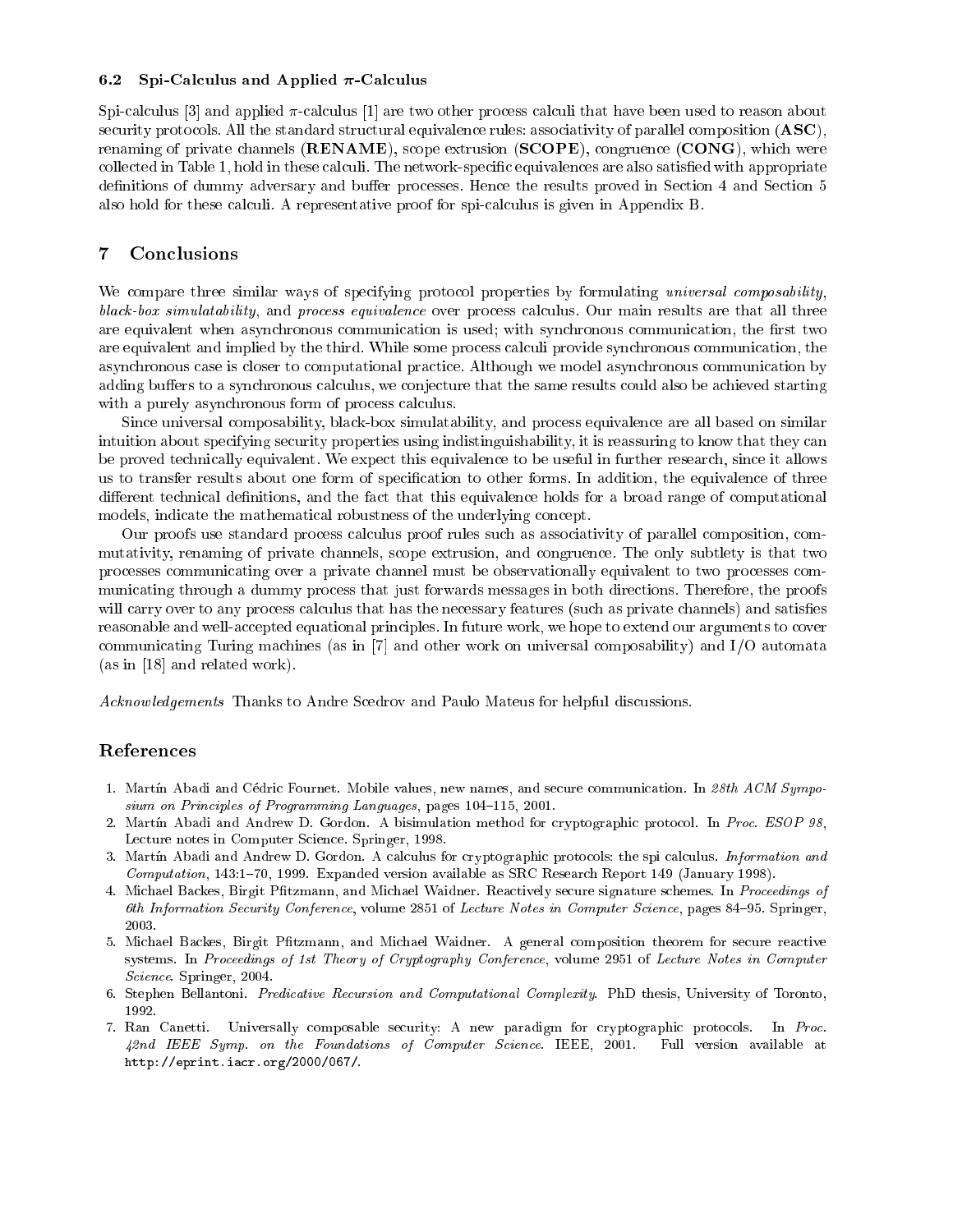### 6.2 Spi-Calculus and Applied $\pi$-Calculus

Spi-calculus [3] and applied $\pi$-calculus [1] are two other process calculi that have been used to reason about security protocols. All the standard structural equivalence rules: associativity of parallel composition (**ASC**), renaming of private channels (**RENAME**), scope extrusion (**SCOPE**), congruence (**CONG**), which were collected in Table 1, hold in these calculi. The network-specific equivalences are also satisfied with appropriate definitions of dummy adversary and buffer processes. Hence the results proved in Section 4 and Section 5 also hold for these calculi. A representative proof for spi-calculus is given in Appendix B.

## 7 Conclusions

We compare three similar ways of specifying protocol properties by formulating *universal composability*, *black-box simulatability*, and *process equivalence* over process calculus. Our main results are that all three are equivalent when asynchronous communication is used; with synchronous communication, the first two are equivalent and implied by the third. While some process calculi provide synchronous communication, the asynchronous case is closer to computational practice. Although we model asynchronous communication by adding buffers to a synchronous calculus, we conjecture that the same results could also be achieved starting with a purely asynchronous form of process calculus.

Since universal composability, black-box simulatability, and process equivalence are all based on similar intuition about specifying security properties using indistinguishability, it is reassuring to know that they can be proved technically equivalent. We expect this equivalence to be useful in further research, since it allows us to transfer results about one form of specification to other forms. In addition, the equivalence of three different technical definitions, and the fact that this equivalence holds for a broad range of computational models, indicate the mathematical robustness of the underlying concept.

Our proofs use standard process calculus proof rules such as associativity of parallel composition, commutativity, renaming of private channels, scope extrusion, and congruence. The only subtlety is that two processes communicating over a private channel must be observationally equivalent to two processes communicating through a dummy process that just forwards messages in both directions. Therefore, the proofs will carry over to any process calculus that has the necessary features (such as private channels) and satisfies reasonable and well-accepted equational principles. In future work, we hope to extend our arguments to cover communicating Turing machines (as in [7] and other work on universal composability) and I/O automata (as in [18] and related work).

*Acknowledgements* Thanks to Andre Scedrov and Paulo Mateus for helpful discussions.

## References

1. Martín Abadi and Cédric Fournet. Mobile values, new names, and secure communication. In *28th ACM Symposium on Principles of Programming Languages*, pages 104–115, 2001.
2. Martín Abadi and Andrew D. Gordon. A bisimulation method for cryptographic protocol. In *Proc. ESOP 98*, Lecture notes in Computer Science. Springer, 1998.
3. Martín Abadi and Andrew D. Gordon. A calculus for cryptographic protocols: the spi calculus. *Information and Computation*, 143:1–70, 1999. Expanded version available as SRC Research Report 149 (January 1998).
4. Michael Backes, Birgit Pfitzmann, and Michael Waidner. Reactively secure signature schemes. In *Proceedings of 6th Information Security Conference*, volume 2851 of *Lecture Notes in Computer Science*, pages 84–95. Springer, 2003.
5. Michael Backes, Birgit Pfitzmann, and Michael Waidner. A general composition theorem for secure reactive systems. In *Proceedings of 1st Theory of Cryptography Conference*, volume 2951 of *Lecture Notes in Computer Science*. Springer, 2004.
6. Stephen Bellantoni. *Predicative Recursion and Computational Complexity*. PhD thesis, University of Toronto, 1992.
7. Ran Canetti. Universally composable security: A new paradigm for cryptographic protocols. In *Proc. 42nd IEEE Symp. on the Foundations of Computer Science*. IEEE, 2001. Full version available at http://eprint.iacr.org/2000/067/.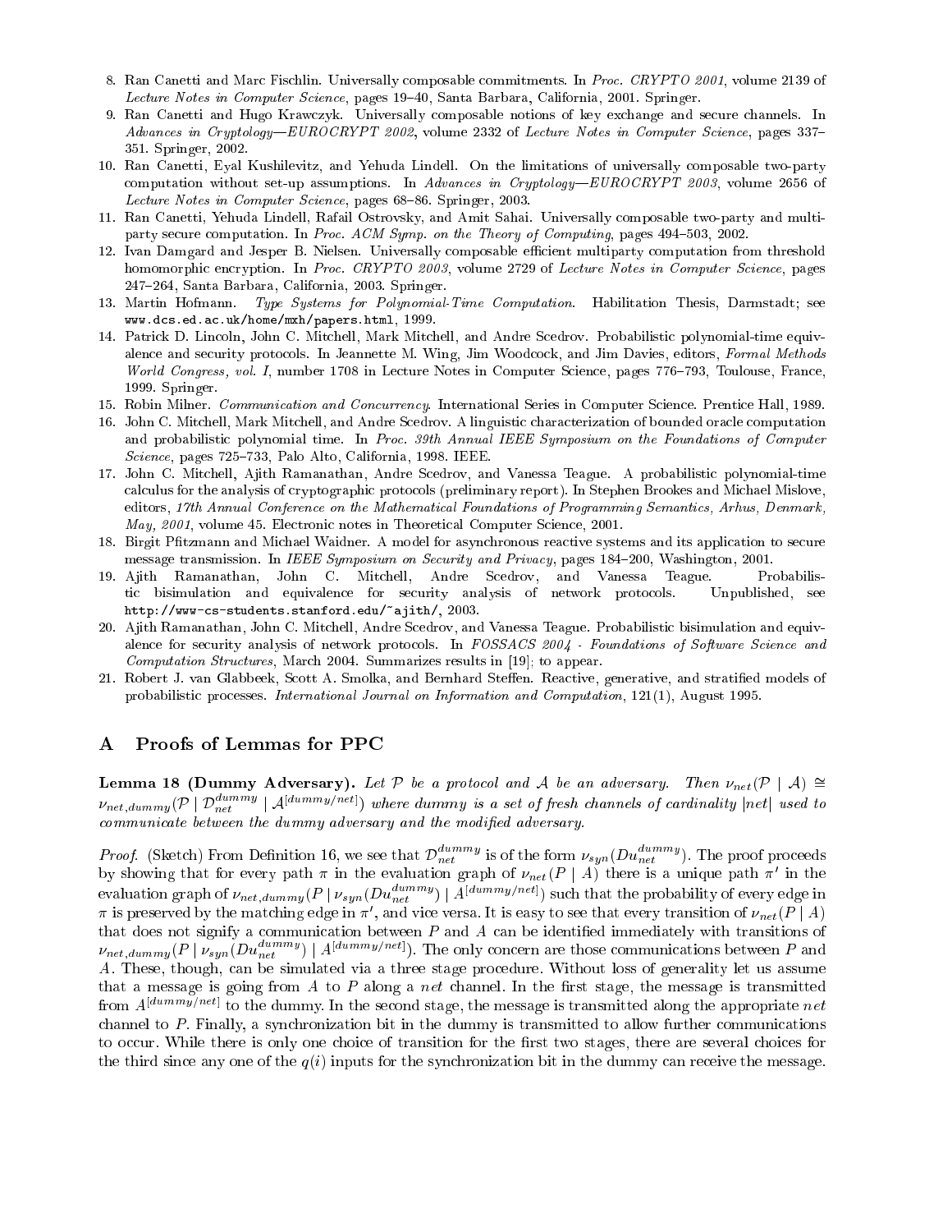8. Ran Canetti and Marc Fischlin. Universally composable commitments. In *Proc. CRYPTO 2001*, volume 2139 of *Lecture Notes in Computer Science*, pages 19–40, Santa Barbara, California, 2001. Springer.
9. Ran Canetti and Hugo Krawczyk. Universally composable notions of key exchange and secure channels. In *Advances in Cryptology—EUROCRYPT 2002*, volume 2332 of *Lecture Notes in Computer Science*, pages 337–351. Springer, 2002.
10. Ran Canetti, Eyal Kushilevitz, and Yehuda Lindell. On the limitations of universally composable two-party computation without set-up assumptions. In *Advances in Cryptology—EUROCRYPT 2003*, volume 2656 of *Lecture Notes in Computer Science*, pages 68–86. Springer, 2003.
11. Ran Canetti, Yehuda Lindell, Rafail Ostrovsky, and Amit Sahai. Universally composable two-party and multi-party secure computation. In *Proc. ACM Symp. on the Theory of Computing*, pages 494–503, 2002.
12. Ivan Damgard and Jesper B. Nielsen. Universally composable efficient multiparty computation from threshold homomorphic encryption. In *Proc. CRYPTO 2003*, volume 2729 of *Lecture Notes in Computer Science*, pages 247–264, Santa Barbara, California, 2003. Springer.
13. Martin Hofmann. *Type Systems for Polynomial-Time Computation*. Habilitation Thesis, Darmstadt; see www.dcs.ed.ac.uk/home/mxh/papers.html, 1999.
14. Patrick D. Lincoln, John C. Mitchell, Mark Mitchell, and Andre Scedrov. Probabilistic polynomial-time equivalence and security protocols. In Jeannette M. Wing, Jim Woodcock, and Jim Davies, editors, *Formal Methods World Congress, vol. I*, number 1708 in Lecture Notes in Computer Science, pages 776–793, Toulouse, France, 1999. Springer.
15. Robin Milner. *Communication and Concurrency*. International Series in Computer Science. Prentice Hall, 1989.
16. John C. Mitchell, Mark Mitchell, and Andre Scedrov. A linguistic characterization of bounded oracle computation and probabilistic polynomial time. In *Proc. 39th Annual IEEE Symposium on the Foundations of Computer Science*, pages 725–733, Palo Alto, California, 1998. IEEE.
17. John C. Mitchell, Ajith Ramanathan, Andre Scedrov, and Vanessa Teague. A probabilistic polynomial-time calculus for the analysis of cryptographic protocols (preliminary report). In Stephen Brookes and Michael Mislove, editors, *17th Annual Conference on the Mathematical Foundations of Programming Semantics, Arhus, Denmark, May, 2001*, volume 45. Electronic notes in Theoretical Computer Science, 2001.
18. Birgit Pfitzmann and Michael Waidner. A model for asynchronous reactive systems and its application to secure message transmission. In *IEEE Symposium on Security and Privacy*, pages 184–200, Washington, 2001.
19. Ajith Ramanathan, John C. Mitchell, Andre Scedrov, and Vanessa Teague. Probabilistic bisimulation and equivalence for security analysis of network protocols. Unpublished, see http://www-cs-students.stanford.edu/~ajith/, 2003.
20. Ajith Ramanathan, John C. Mitchell, Andre Scedrov, and Vanessa Teague. Probabilistic bisimulation and equivalence for security analysis of network protocols. In *FOSSACS 2004 - Foundations of Software Science and Computation Structures*, March 2004. Summarizes results in [19]; to appear.
21. Robert J. van Glabbeek, Scott A. Smolka, and Bernhard Steffen. Reactive, generative, and stratified models of probabilistic processes. *International Journal on Information and Computation*, 121(1), August 1995.

## A Proofs of Lemmas for PPC

**Lemma 18 (Dummy Adversary).** *Let $\mathcal{P}$ be a protocol and $\mathcal{A}$ be an adversary. Then $\nu_{net}(\mathcal{P} \mid \mathcal{A}) \cong \nu_{net,dummy}(\mathcal{P} \mid \mathcal{D}_{net}^{dummy} \mid \mathcal{A}^{[dummy/net]})$ where dummy is a set of fresh channels of cardinality $|net|$ used to communicate between the dummy adversary and the modified adversary.*

*Proof.* (Sketch) From Definition 16, we see that $\mathcal{D}_{net}^{dummy}$ is of the form $\nu_{syn}(Du_{net}^{dummy})$. The proof proceeds by showing that for every path $\pi$ in the evaluation graph of $\nu_{net}(P \mid A)$ there is a unique path $\pi'$ in the evaluation graph of $\nu_{net,dummy}(P \mid \nu_{syn}(Du_{net}^{dummy}) \mid A^{[dummy/net]})$ such that the probability of every edge in $\pi$ is preserved by the matching edge in $\pi'$, and vice versa. It is easy to see that every transition of $\nu_{net}(P \mid A)$ that does not signify a communication between $P$ and $A$ can be identified immediately with transitions of $\nu_{net,dummy}(P \mid \nu_{syn}(Du_{net}^{dummy}) \mid A^{[dummy/net]})$. The only concern are those communications between $P$ and $A$. These, though, can be simulated via a three stage procedure. Without loss of generality let us assume that a message is going from $A$ to $P$ along a $net$ channel. In the first stage, the message is transmitted from $A^{[dummy/net]}$ to the dummy. In the second stage, the message is transmitted along the appropriate $net$ channel to $P$. Finally, a synchronization bit in the dummy is transmitted to allow further communications to occur. While there is only one choice of transition for the first two stages, there are several choices for the third since any one of the $q(i)$ inputs for the synchronization bit in the dummy can receive the message.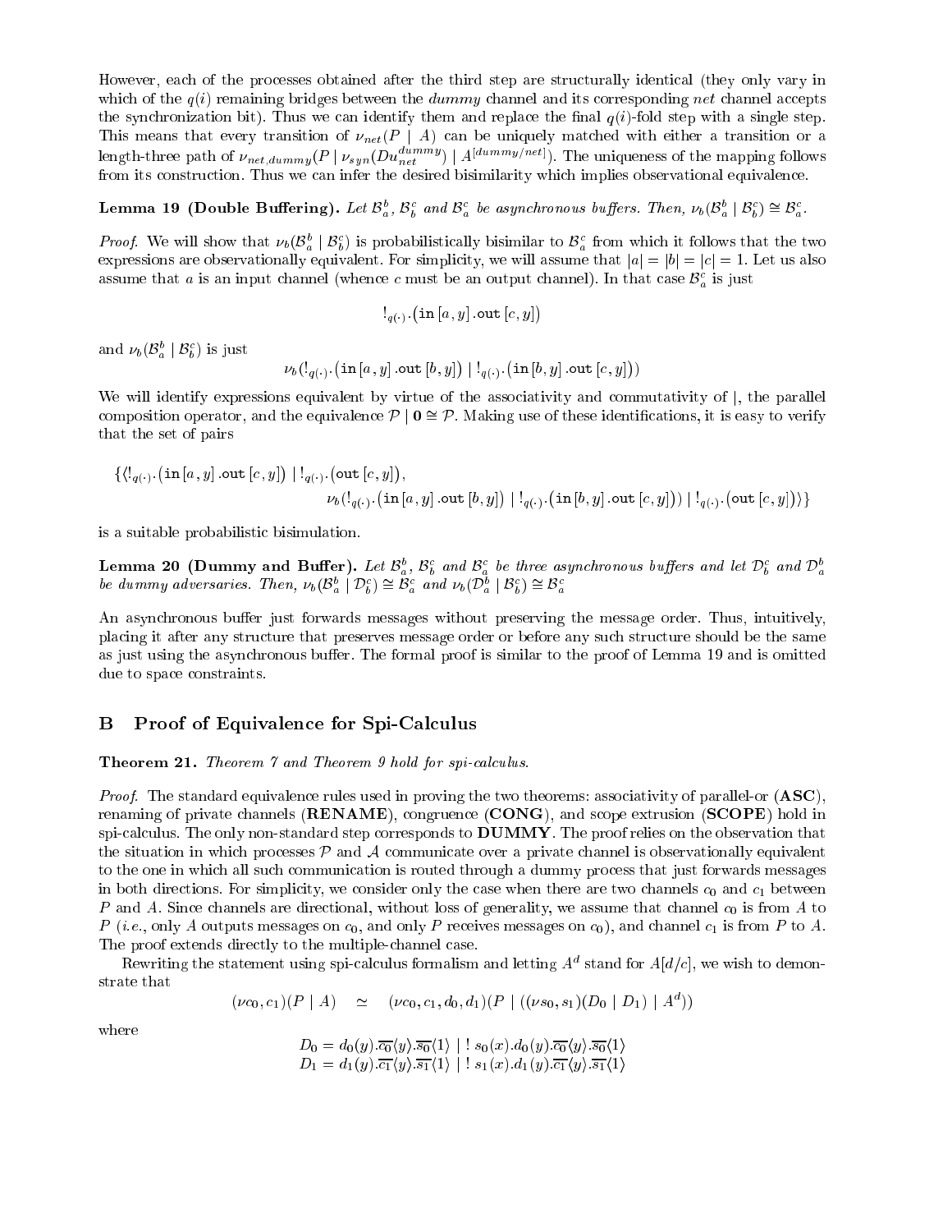However, each of the processes obtained after the third step are structurally identical (they only vary in which of the $q(i)$ remaining bridges between the *dummy* channel and its corresponding *net* channel accepts the synchronization bit). Thus we can identify them and replace the final $q(i)$-fold step with a single step. This means that every transition of $\nu_{net}(P \mid A)$ can be uniquely matched with either a transition or a length-three path of $\nu_{net,dummy}(P \mid \nu_{syn}(Du^{dummy}_{net}) \mid A^{[dummy/net]})$. The uniqueness of the mapping follows from its construction. Thus we can infer the desired bisimilarity which implies observational equivalence.

**Lemma 19 (Double Buffering).** *Let $\mathcal{B}^b_a$, $\mathcal{B}^c_b$ and $\mathcal{B}^c_a$ be asynchronous buffers. Then, $\nu_b(\mathcal{B}^b_a \mid \mathcal{B}^c_b) \cong \mathcal{B}^c_a$.*

*Proof.* We will show that $\nu_b(\mathcal{B}^b_a \mid \mathcal{B}^c_b)$ is probabilistically bisimilar to $\mathcal{B}^c_a$ from which it follows that the two expressions are observationally equivalent. For simplicity, we will assume that $|a| = |b| = |c| = 1$. Let us also assume that $a$ is an input channel (whence $c$ must be an output channel). In that case $\mathcal{B}^c_a$ is just

$$!_{q(\cdot)}.(\texttt{in}\,[a,y]\,.\texttt{out}\,[c,y])$$

and $\nu_b(\mathcal{B}^b_a \mid \mathcal{B}^c_b)$ is just

$$\nu_b(!_{q(\cdot)}.(\texttt{in}\,[a,y]\,.\texttt{out}\,[b,y]) \mid !_{q(\cdot)}.(\texttt{in}\,[b,y]\,.\texttt{out}\,[c,y]))$$

We will identify expressions equivalent by virtue of the associativity and commutativity of $|$, the parallel composition operator, and the equivalence $\mathcal{P} \mid \mathbf{0} \cong \mathcal{P}$. Making use of these identifications, it is easy to verify that the set of pairs

$$\{\langle !_{q(\cdot)}.(\texttt{in}\,[a,y]\,.\texttt{out}\,[c,y]) \mid !_{q(\cdot)}.(\texttt{out}\,[c,y]),$$
$$\nu_b(!_{q(\cdot)}.(\texttt{in}\,[a,y]\,.\texttt{out}\,[b,y]) \mid !_{q(\cdot)}.(\texttt{in}\,[b,y]\,.\texttt{out}\,[c,y])) \mid !_{q(\cdot)}.(\texttt{out}\,[c,y])\rangle\}$$

is a suitable probabilistic bisimulation.

**Lemma 20 (Dummy and Buffer).** *Let $\mathcal{B}^b_a$, $\mathcal{B}^c_b$ and $\mathcal{B}^c_a$ be three asynchronous buffers and let $\mathcal{D}^c_b$ and $\mathcal{D}^b_a$ be dummy adversaries. Then, $\nu_b(\mathcal{B}^b_a \mid \mathcal{D}^c_b) \cong \mathcal{B}^c_a$ and $\nu_b(\mathcal{D}^b_a \mid \mathcal{B}^c_b) \cong \mathcal{B}^c_a$*

An asynchronous buffer just forwards messages without preserving the message order. Thus, intuitively, placing it after any structure that preserves message order or before any such structure should be the same as just using the asynchronous buffer. The formal proof is similar to the proof of Lemma 19 and is omitted due to space constraints.

## B Proof of Equivalence for Spi-Calculus

**Theorem 21.** *Theorem 7 and Theorem 9 hold for spi-calculus.*

*Proof.* The standard equivalence rules used in proving the two theorems: associativity of parallel-or (**ASC**), renaming of private channels (**RENAME**), congruence (**CONG**), and scope extrusion (**SCOPE**) hold in spi-calculus. The only non-standard step corresponds to **DUMMY**. The proof relies on the observation that the situation in which processes $\mathcal{P}$ and $\mathcal{A}$ communicate over a private channel is observationally equivalent to the one in which all such communication is routed through a dummy process that just forwards messages in both directions. For simplicity, we consider only the case when there are two channels $c_0$ and $c_1$ between $P$ and $A$. Since channels are directional, without loss of generality, we assume that channel $c_0$ is from $A$ to $P$ (*i.e.*, only $A$ outputs messages on $c_0$, and only $P$ receives messages on $c_0$), and channel $c_1$ is from $P$ to $A$. The proof extends directly to the multiple-channel case.

Rewriting the statement using spi-calculus formalism and letting $A^d$ stand for $A[d/c]$, we wish to demonstrate that

$$(\nu c_0, c_1)(P \mid A) \quad \simeq \quad (\nu c_0, c_1, d_0, d_1)(P \mid ((\nu s_0, s_1)(D_0 \mid D_1) \mid A^d))$$

where

$$D_0 = d_0(y).\overline{c_0}\langle y\rangle.\overline{s_0}\langle 1\rangle \mid !\ s_0(x).d_0(y).\overline{c_0}\langle y\rangle.\overline{s_0}\langle 1\rangle$$
$$D_1 = d_1(y).\overline{c_1}\langle y\rangle.\overline{s_1}\langle 1\rangle \mid !\ s_1(x).d_1(y).\overline{c_1}\langle y\rangle.\overline{s_1}\langle 1\rangle$$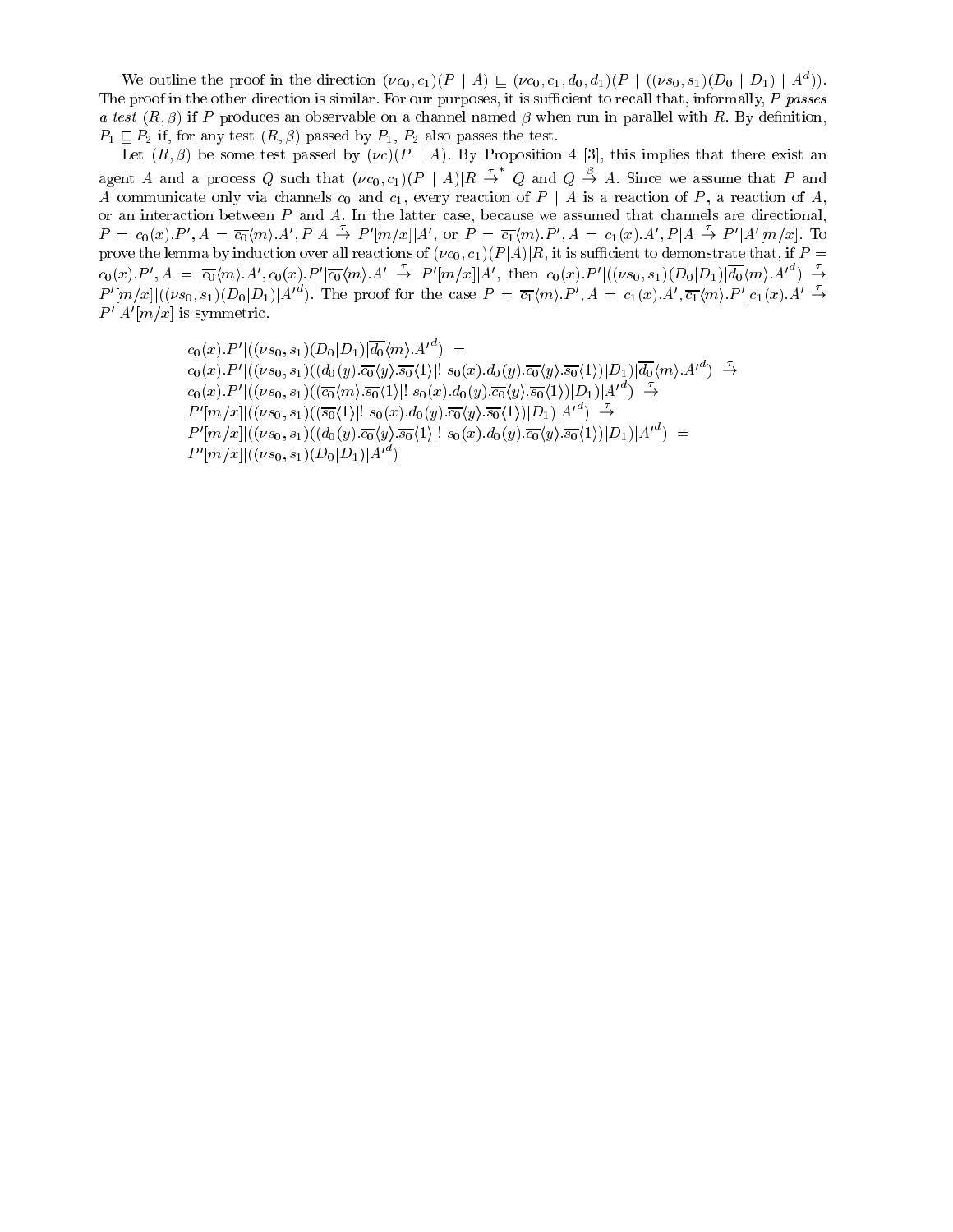We outline the proof in the direction $(\nu c_0, c_1)(P \mid A) \sqsubseteq (\nu c_0, c_1, d_0, d_1)(P \mid ((\nu s_0, s_1)(D_0 \mid D_1) \mid A^d))$. The proof in the other direction is similar. For our purposes, it is sufficient to recall that, informally, $P$ *passes a test* $(R, \beta)$ if $P$ produces an observable on a channel named $\beta$ when run in parallel with $R$. By definition, $P_1 \sqsubseteq P_2$ if, for any test $(R, \beta)$ passed by $P_1$, $P_2$ also passes the test.

Let $(R, \beta)$ be some test passed by $(\nu c)(P \mid A)$. By Proposition 4 [3], this implies that there exist an agent $A$ and a process $Q$ such that $(\nu c_0, c_1)(P \mid A)|R \xrightarrow{\tau}{}^{*} Q$ and $Q \xrightarrow{\beta} A$. Since we assume that $P$ and $A$ communicate only via channels $c_0$ and $c_1$, every reaction of $P \mid A$ is a reaction of $P$, a reaction of $A$, or an interaction between $P$ and $A$. In the latter case, because we assumed that channels are directional, $P = c_0(x).P', A = \overline{c_0}\langle m\rangle.A', P|A \xrightarrow{\tau} P'[m/x]|A'$, or $P = \overline{c_1}\langle m\rangle.P', A = c_1(x).A', P|A \xrightarrow{\tau} P'|A'[m/x]$. To prove the lemma by induction over all reactions of $(\nu c_0, c_1)(P|A)|R$, it is sufficient to demonstrate that, if $P = c_0(x).P', A = \overline{c_0}\langle m\rangle.A', c_0(x).P'|\overline{c_0}\langle m\rangle.A' \xrightarrow{\tau} P'[m/x]|A'$, then $c_0(x).P'|((\nu s_0, s_1)(D_0|D_1)|\overline{d_0}\langle m\rangle.A'^d) \xrightarrow{\tau} P'[m/x]|((\nu s_0, s_1)(D_0|D_1)|A'^d)$. The proof for the case $P = \overline{c_1}\langle m\rangle.P', A = c_1(x).A', \overline{c_1}\langle m\rangle.P'|c_1(x).A' \xrightarrow{\tau} P'|A'[m/x]$ is symmetric.

$$
\begin{aligned}
&c_0(x).P'|((\nu s_0, s_1)(D_0|D_1)|\overline{d_0}\langle m\rangle.A'^d) \;=\\
&c_0(x).P'|((\nu s_0, s_1)((d_0(y).\overline{c_0}\langle y\rangle.\overline{s_0}\langle 1\rangle|!\ s_0(x).d_0(y).\overline{c_0}\langle y\rangle.\overline{s_0}\langle 1\rangle)|D_1)|\overline{d_0}\langle m\rangle.A'^d) \;\xrightarrow{\tau}\\
&c_0(x).P'|((\nu s_0, s_1)((\overline{c_0}\langle m\rangle.\overline{s_0}\langle 1\rangle|!\ s_0(x).d_0(y).\overline{c_0}\langle y\rangle.\overline{s_0}\langle 1\rangle)|D_1)|A'^d) \;\xrightarrow{\tau}\\
&P'[m/x]|((\nu s_0, s_1)((\overline{s_0}\langle 1\rangle|!\ s_0(x).d_0(y).\overline{c_0}\langle y\rangle.\overline{s_0}\langle 1\rangle)|D_1)|A'^d) \;\xrightarrow{\tau}\\
&P'[m/x]|((\nu s_0, s_1)((d_0(y).\overline{c_0}\langle y\rangle.\overline{s_0}\langle 1\rangle|!\ s_0(x).d_0(y).\overline{c_0}\langle y\rangle.\overline{s_0}\langle 1\rangle)|D_1)|A'^d) \;=\\
&P'[m/x]|((\nu s_0, s_1)(D_0|D_1)|A'^d)
\end{aligned}
$$